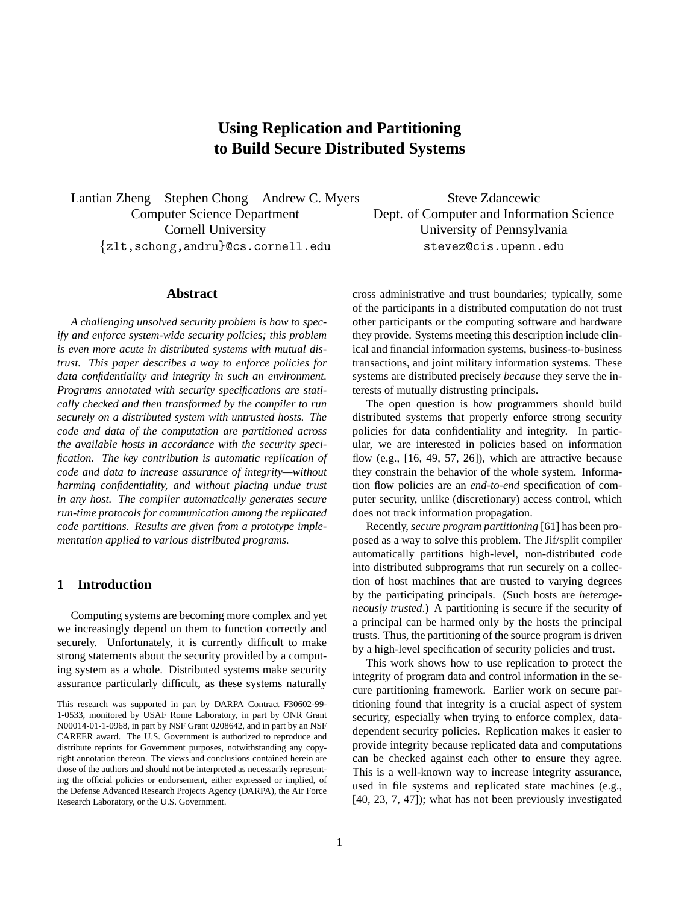# Using Replication and Partitioning to Build Secure Distributed Systems

Lantian Zheng Stephen Chong Andrew C. Myers
Computer Science Department
Cornell University
{zlt,schong,andru}@cs.cornell.edu

Steve Zdancewic
Dept. of Computer and Information Science
University of Pennsylvania
stevez@cis.upenn.edu

## Abstract

*A challenging unsolved security problem is how to specify and enforce system-wide security policies; this problem is even more acute in distributed systems with mutual distrust. This paper describes a way to enforce policies for data confidentiality and integrity in such an environment. Programs annotated with security specifications are statically checked and then transformed by the compiler to run securely on a distributed system with untrusted hosts. The code and data of the computation are partitioned across the available hosts in accordance with the security specification. The key contribution is automatic replication of code and data to increase assurance of integrity—without harming confidentiality, and without placing undue trust in any host. The compiler automatically generates secure run-time protocols for communication among the replicated code partitions. Results are given from a prototype implementation applied to various distributed programs.*

## 1 Introduction

Computing systems are becoming more complex and yet we increasingly depend on them to function correctly and securely. Unfortunately, it is currently difficult to make strong statements about the security provided by a computing system as a whole. Distributed systems make security assurance particularly difficult, as these systems naturally cross administrative and trust boundaries; typically, some of the participants in a distributed computation do not trust other participants or the computing software and hardware they provide. Systems meeting this description include clinical and financial information systems, business-to-business transactions, and joint military information systems. These systems are distributed precisely *because* they serve the interests of mutually distrusting principals.

The open question is how programmers should build distributed systems that properly enforce strong security policies for data confidentiality and integrity. In particular, we are interested in policies based on information flow (e.g., [16, 49, 57, 26]), which are attractive because they constrain the behavior of the whole system. Information flow policies are an *end-to-end* specification of computer security, unlike (discretionary) access control, which does not track information propagation.

Recently, *secure program partitioning* [61] has been proposed as a way to solve this problem. The Jif/split compiler automatically partitions high-level, non-distributed code into distributed subprograms that run securely on a collection of host machines that are trusted to varying degrees by the participating principals. (Such hosts are *heterogeneously trusted*.) A partitioning is secure if the security of a principal can be harmed only by the hosts the principal trusts. Thus, the partitioning of the source program is driven by a high-level specification of security policies and trust.

This work shows how to use replication to protect the integrity of program data and control information in the secure partitioning framework. Earlier work on secure partitioning found that integrity is a crucial aspect of system security, especially when trying to enforce complex, data-dependent security policies. Replication makes it easier to provide integrity because replicated data and computations can be checked against each other to ensure they agree. This is a well-known way to increase integrity assurance, used in file systems and replicated state machines (e.g., [40, 23, 7, 47]); what has not been previously investigated

This research was supported in part by DARPA Contract F30602-99-1-0533, monitored by USAF Rome Laboratory, in part by ONR Grant N00014-01-1-0968, in part by NSF Grant 0208642, and in part by an NSF CAREER award. The U.S. Government is authorized to reproduce and distribute reprints for Government purposes, notwithstanding any copyright annotation thereon. The views and conclusions contained herein are those of the authors and should not be interpreted as necessarily representing the official policies or endorsement, either expressed or implied, of the Defense Advanced Research Projects Agency (DARPA), the Air Force Research Laboratory, or the U.S. Government.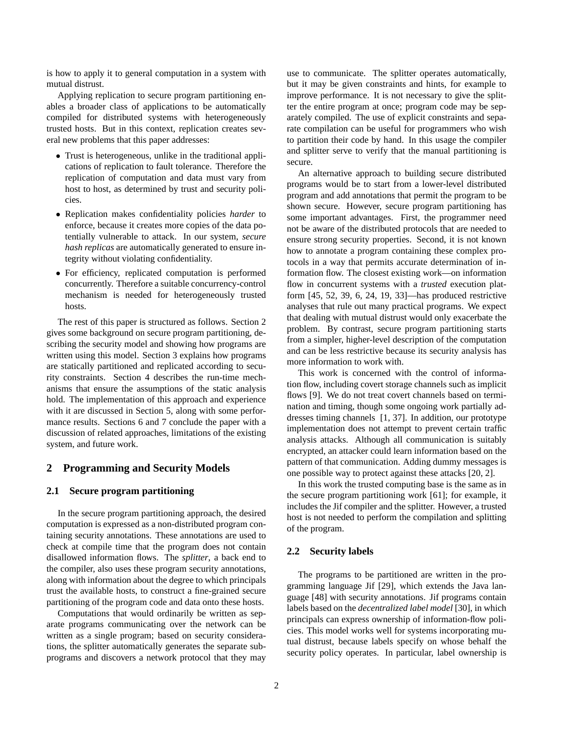is how to apply it to general computation in a system with mutual distrust.

Applying replication to secure program partitioning enables a broader class of applications to be automatically compiled for distributed systems with heterogeneously trusted hosts. But in this context, replication creates several new problems that this paper addresses:

- Trust is heterogeneous, unlike in the traditional applications of replication to fault tolerance. Therefore the replication of computation and data must vary from host to host, as determined by trust and security policies.
- Replication makes confidentiality policies *harder* to enforce, because it creates more copies of the data potentially vulnerable to attack. In our system, *secure hash replicas* are automatically generated to ensure integrity without violating confidentiality.
- For efficiency, replicated computation is performed concurrently. Therefore a suitable concurrency-control mechanism is needed for heterogeneously trusted hosts.

The rest of this paper is structured as follows. Section 2 gives some background on secure program partitioning, describing the security model and showing how programs are written using this model. Section 3 explains how programs are statically partitioned and replicated according to security constraints. Section 4 describes the run-time mechanisms that ensure the assumptions of the static analysis hold. The implementation of this approach and experience with it are discussed in Section 5, along with some performance results. Sections 6 and 7 conclude the paper with a discussion of related approaches, limitations of the existing system, and future work.

## 2 Programming and Security Models

### 2.1 Secure program partitioning

In the secure program partitioning approach, the desired computation is expressed as a non-distributed program containing security annotations. These annotations are used to check at compile time that the program does not contain disallowed information flows. The *splitter*, a back end to the compiler, also uses these program security annotations, along with information about the degree to which principals trust the available hosts, to construct a fine-grained secure partitioning of the program code and data onto these hosts.

Computations that would ordinarily be written as separate programs communicating over the network can be written as a single program; based on security considerations, the splitter automatically generates the separate subprograms and discovers a network protocol that they may use to communicate. The splitter operates automatically, but it may be given constraints and hints, for example to improve performance. It is not necessary to give the splitter the entire program at once; program code may be separately compiled. The use of explicit constraints and separate compilation can be useful for programmers who wish to partition their code by hand. In this usage the compiler and splitter serve to verify that the manual partitioning is secure.

An alternative approach to building secure distributed programs would be to start from a lower-level distributed program and add annotations that permit the program to be shown secure. However, secure program partitioning has some important advantages. First, the programmer need not be aware of the distributed protocols that are needed to ensure strong security properties. Second, it is not known how to annotate a program containing these complex protocols in a way that permits accurate determination of information flow. The closest existing work—on information flow in concurrent systems with a *trusted* execution platform [45, 52, 39, 6, 24, 19, 33]—has produced restrictive analyses that rule out many practical programs. We expect that dealing with mutual distrust would only exacerbate the problem. By contrast, secure program partitioning starts from a simpler, higher-level description of the computation and can be less restrictive because its security analysis has more information to work with.

This work is concerned with the control of information flow, including covert storage channels such as implicit flows [9]. We do not treat covert channels based on termination and timing, though some ongoing work partially addresses timing channels [1, 37]. In addition, our prototype implementation does not attempt to prevent certain traffic analysis attacks. Although all communication is suitably encrypted, an attacker could learn information based on the pattern of that communication. Adding dummy messages is one possible way to protect against these attacks [20, 2].

In this work the trusted computing base is the same as in the secure program partitioning work [61]; for example, it includes the Jif compiler and the splitter. However, a trusted host is not needed to perform the compilation and splitting of the program.

### 2.2 Security labels

The programs to be partitioned are written in the programming language Jif [29], which extends the Java language [48] with security annotations. Jif programs contain labels based on the *decentralized label model* [30], in which principals can express ownership of information-flow policies. This model works well for systems incorporating mutual distrust, because labels specify on whose behalf the security policy operates. In particular, label ownership is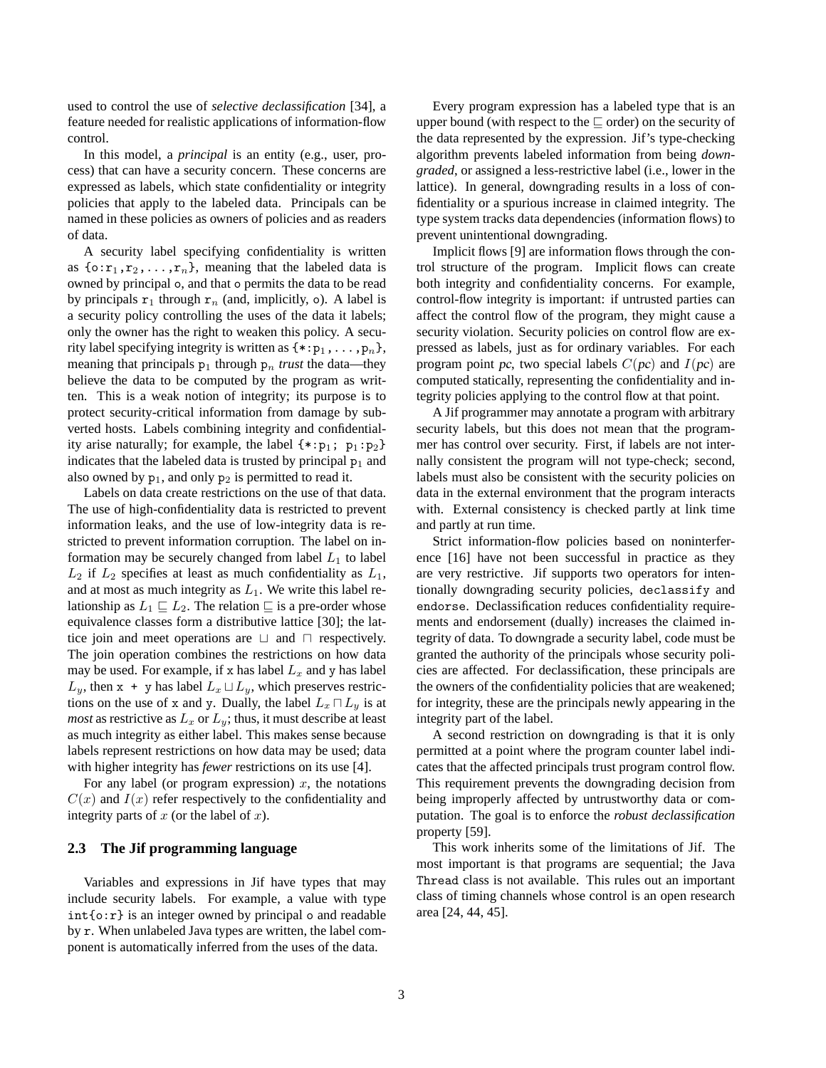used to control the use of *selective declassification* [34], a feature needed for realistic applications of information-flow control.

In this model, a *principal* is an entity (e.g., user, process) that can have a security concern. These concerns are expressed as labels, which state confidentiality or integrity policies that apply to the labeled data. Principals can be named in these policies as owners of policies and as readers of data.

A security label specifying confidentiality is written as `{o:`$\texttt{r}_1$`,`$\texttt{r}_2$`,...,`$\texttt{r}_n$`}`, meaning that the labeled data is owned by principal `o`, and that `o` permits the data to be read by principals $\texttt{r}_1$ through $\texttt{r}_n$ (and, implicitly, `o`). A label is a security policy controlling the uses of the data it labels; only the owner has the right to weaken this policy. A security label specifying integrity is written as `{*:`$\texttt{p}_1$`,...,`$\texttt{p}_n$`}`, meaning that principals $\texttt{p}_1$ through $\texttt{p}_n$ *trust* the data—they believe the data to be computed by the program as written. This is a weak notion of integrity; its purpose is to protect security-critical information from damage by subverted hosts. Labels combining integrity and confidentiality arise naturally; for example, the label `{*:`$\texttt{p}_1$`; `$\texttt{p}_1$`:`$\texttt{p}_2$`}` indicates that the labeled data is trusted by principal $\texttt{p}_1$ and also owned by $\texttt{p}_1$, and only $\texttt{p}_2$ is permitted to read it.

Labels on data create restrictions on the use of that data. The use of high-confidentiality data is restricted to prevent information leaks, and the use of low-integrity data is restricted to prevent information corruption. The label on information may be securely changed from label $L_1$ to label $L_2$ if $L_2$ specifies at least as much confidentiality as $L_1$, and at most as much integrity as $L_1$. We write this label relationship as $L_1 \sqsubseteq L_2$. The relation $\sqsubseteq$ is a pre-order whose equivalence classes form a distributive lattice [30]; the lattice join and meet operations are $\sqcup$ and $\sqcap$ respectively. The join operation combines the restrictions on how data may be used. For example, if `x` has label $L_x$ and `y` has label $L_y$, then `x + y` has label $L_x \sqcup L_y$, which preserves restrictions on the use of `x` and `y`. Dually, the label $L_x \sqcap L_y$ is at *most* as restrictive as $L_x$ or $L_y$; thus, it must describe at least as much integrity as either label. This makes sense because labels represent restrictions on how data may be used; data with higher integrity has *fewer* restrictions on its use [4].

For any label (or program expression) $x$, the notations $C(x)$ and $I(x)$ refer respectively to the confidentiality and integrity parts of $x$ (or the label of $x$).

### 2.3 The Jif programming language

Variables and expressions in Jif have types that may include security labels. For example, a value with type `int{o:r}` is an integer owned by principal `o` and readable by `r`. When unlabeled Java types are written, the label component is automatically inferred from the uses of the data.

Every program expression has a labeled type that is an upper bound (with respect to the $\sqsubseteq$ order) on the security of the data represented by the expression. Jif's type-checking algorithm prevents labeled information from being *downgraded*, or assigned a less-restrictive label (i.e., lower in the lattice). In general, downgrading results in a loss of confidentiality or a spurious increase in claimed integrity. The type system tracks data dependencies (information flows) to prevent unintentional downgrading.

Implicit flows [9] are information flows through the control structure of the program. Implicit flows can create both integrity and confidentiality concerns. For example, control-flow integrity is important: if untrusted parties can affect the control flow of the program, they might cause a security violation. Security policies on control flow are expressed as labels, just as for ordinary variables. For each program point *pc*, two special labels $C(pc)$ and $I(pc)$ are computed statically, representing the confidentiality and integrity policies applying to the control flow at that point.

A Jif programmer may annotate a program with arbitrary security labels, but this does not mean that the programmer has control over security. First, if labels are not internally consistent the program will not type-check; second, labels must also be consistent with the security policies on data in the external environment that the program interacts with. External consistency is checked partly at link time and partly at run time.

Strict information-flow policies based on noninterference [16] have not been successful in practice as they are very restrictive. Jif supports two operators for intentionally downgrading security policies, `declassify` and `endorse`. Declassification reduces confidentiality requirements and endorsement (dually) increases the claimed integrity of data. To downgrade a security label, code must be granted the authority of the principals whose security policies are affected. For declassification, these principals are the owners of the confidentiality policies that are weakened; for integrity, these are the principals newly appearing in the integrity part of the label.

A second restriction on downgrading is that it is only permitted at a point where the program counter label indicates that the affected principals trust program control flow. This requirement prevents the downgrading decision from being improperly affected by untrustworthy data or computation. The goal is to enforce the *robust declassification* property [59].

This work inherits some of the limitations of Jif. The most important is that programs are sequential; the Java `Thread` class is not available. This rules out an important class of timing channels whose control is an open research area [24, 44, 45].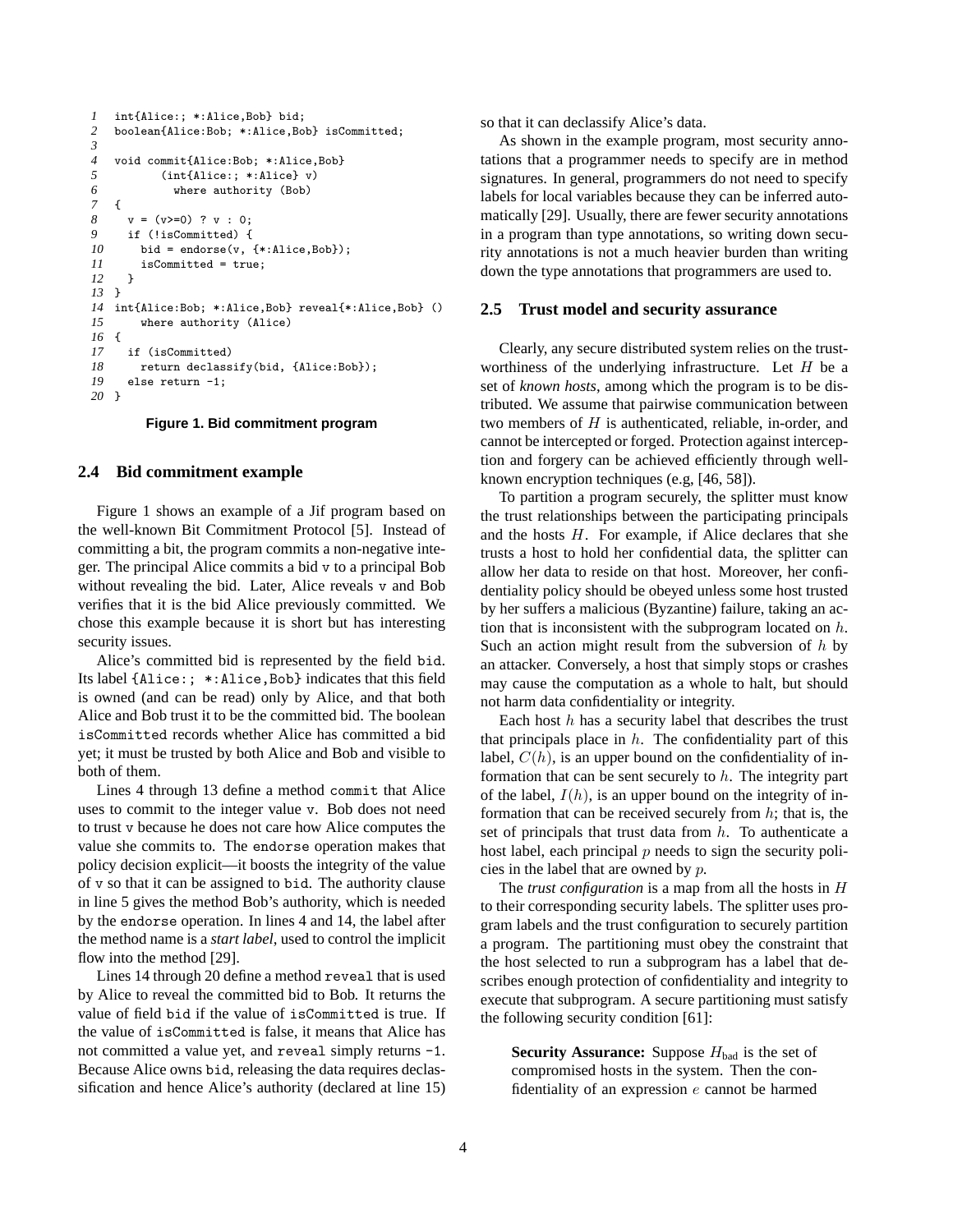```
1   int{Alice:; *:Alice,Bob} bid;
2   boolean{Alice:Bob; *:Alice,Bob} isCommitted;
3
4   void commit{Alice:Bob; *:Alice,Bob}
5          (int{Alice:; *:Alice} v)
6            where authority (Bob)
7   {
8     v = (v>=0) ? v : 0;
9     if (!isCommitted) {
10      bid = endorse(v, {*:Alice,Bob});
11      isCommitted = true;
12    }
13  }
14  int{Alice:Bob; *:Alice,Bob} reveal{*:Alice,Bob} ()
15      where authority (Alice)
16  {
17    if (isCommitted)
18      return declassify(bid, {Alice:Bob});
19    else return -1;
20  }
```

**Figure 1. Bid commitment program**

### 2.4 Bid commitment example

Figure 1 shows an example of a Jif program based on the well-known Bit Commitment Protocol [5]. Instead of committing a bit, the program commits a non-negative integer. The principal Alice commits a bid `v` to a principal Bob without revealing the bid. Later, Alice reveals `v` and Bob verifies that it is the bid Alice previously committed. We chose this example because it is short but has interesting security issues.

Alice's committed bid is represented by the field `bid`. Its label `{Alice:; *:Alice,Bob}` indicates that this field is owned (and can be read) only by Alice, and that both Alice and Bob trust it to be the committed bid. The boolean `isCommitted` records whether Alice has committed a bid yet; it must be trusted by both Alice and Bob and visible to both of them.

Lines 4 through 13 define a method `commit` that Alice uses to commit to the integer value `v`. Bob does not need to trust `v` because he does not care how Alice computes the value she commits to. The `endorse` operation makes that policy decision explicit—it boosts the integrity of the value of `v` so that it can be assigned to `bid`. The authority clause in line 5 gives the method Bob's authority, which is needed by the `endorse` operation. In lines 4 and 14, the label after the method name is a *start label*, used to control the implicit flow into the method [29].

Lines 14 through 20 define a method `reveal` that is used by Alice to reveal the committed bid to Bob. It returns the value of field `bid` if the value of `isCommitted` is true. If the value of `isCommitted` is false, it means that Alice has not committed a value yet, and `reveal` simply returns `-1`. Because Alice owns `bid`, releasing the data requires declassification and hence Alice's authority (declared at line 15) so that it can declassify Alice's data.

As shown in the example program, most security annotations that a programmer needs to specify are in method signatures. In general, programmers do not need to specify labels for local variables because they can be inferred automatically [29]. Usually, there are fewer security annotations in a program than type annotations, so writing down security annotations is not a much heavier burden than writing down the type annotations that programmers are used to.

### 2.5 Trust model and security assurance

Clearly, any secure distributed system relies on the trustworthiness of the underlying infrastructure. Let $H$ be a set of *known hosts*, among which the program is to be distributed. We assume that pairwise communication between two members of $H$ is authenticated, reliable, in-order, and cannot be intercepted or forged. Protection against interception and forgery can be achieved efficiently through well-known encryption techniques (e.g, [46, 58]).

To partition a program securely, the splitter must know the trust relationships between the participating principals and the hosts $H$. For example, if Alice declares that she trusts a host to hold her confidential data, the splitter can allow her data to reside on that host. Moreover, her confidentiality policy should be obeyed unless some host trusted by her suffers a malicious (Byzantine) failure, taking an action that is inconsistent with the subprogram located on $h$. Such an action might result from the subversion of $h$ by an attacker. Conversely, a host that simply stops or crashes may cause the computation as a whole to halt, but should not harm data confidentiality or integrity.

Each host $h$ has a security label that describes the trust that principals place in $h$. The confidentiality part of this label, $C(h)$, is an upper bound on the confidentiality of information that can be sent securely to $h$. The integrity part of the label, $I(h)$, is an upper bound on the integrity of information that can be received securely from $h$; that is, the set of principals that trust data from $h$. To authenticate a host label, each principal $p$ needs to sign the security policies in the label that are owned by $p$.

The *trust configuration* is a map from all the hosts in $H$ to their corresponding security labels. The splitter uses program labels and the trust configuration to securely partition a program. The partitioning must obey the constraint that the host selected to run a subprogram has a label that describes enough protection of confidentiality and integrity to execute that subprogram. A secure partitioning must satisfy the following security condition [61]:

> **Security Assurance:** Suppose $H_{\text{bad}}$ is the set of compromised hosts in the system. Then the confidentiality of an expression $e$ cannot be harmed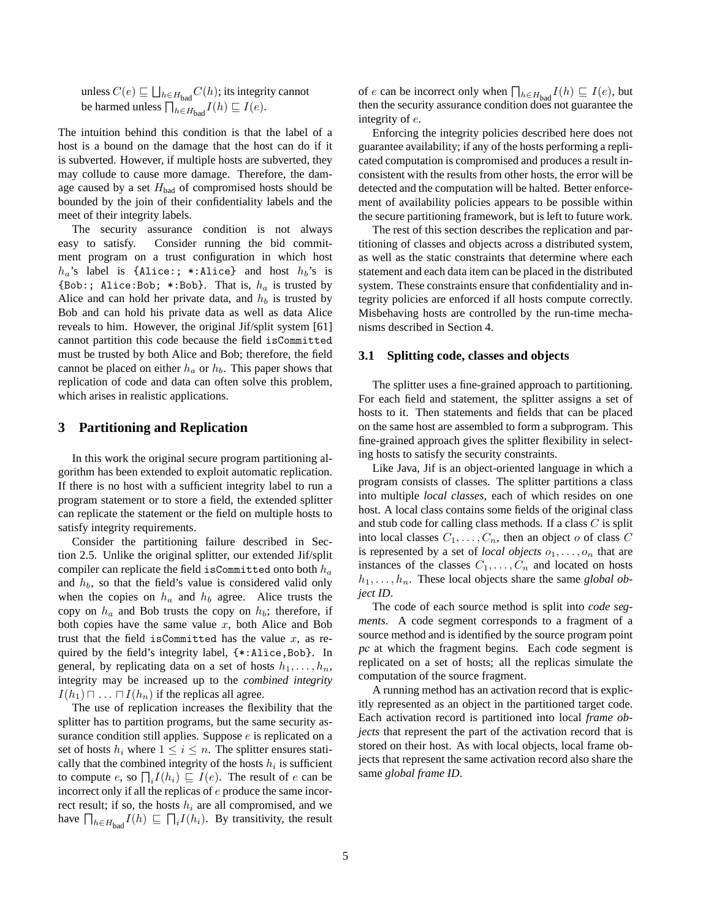unless $C(e) \sqsubseteq \bigsqcup_{h \in H_{\text{bad}}} C(h)$; its integrity cannot be harmed unless $\bigsqcap_{h \in H_{\text{bad}}} I(h) \sqsubseteq I(e)$.

The intuition behind this condition is that the label of a host is a bound on the damage that the host can do if it is subverted. However, if multiple hosts are subverted, they may collude to cause more damage. Therefore, the damage caused by a set $H_{\text{bad}}$ of compromised hosts should be bounded by the join of their confidentiality labels and the meet of their integrity labels.

The security assurance condition is not always easy to satisfy. Consider running the bid commitment program on a trust configuration in which host $h_a$'s label is `{Alice:; *:Alice}` and host $h_b$'s is `{Bob:; Alice:Bob; *:Bob}`. That is, $h_a$ is trusted by Alice and can hold her private data, and $h_b$ is trusted by Bob and can hold his private data as well as data Alice reveals to him. However, the original Jif/split system [61] cannot partition this code because the field `isCommitted` must be trusted by both Alice and Bob; therefore, the field cannot be placed on either $h_a$ or $h_b$. This paper shows that replication of code and data can often solve this problem, which arises in realistic applications.

## 3 Partitioning and Replication

In this work the original secure program partitioning algorithm has been extended to exploit automatic replication. If there is no host with a sufficient integrity label to run a program statement or to store a field, the extended splitter can replicate the statement or the field on multiple hosts to satisfy integrity requirements.

Consider the partitioning failure described in Section 2.5. Unlike the original splitter, our extended Jif/split compiler can replicate the field `isCommitted` onto both $h_a$ and $h_b$, so that the field's value is considered valid only when the copies on $h_a$ and $h_b$ agree. Alice trusts the copy on $h_a$ and Bob trusts the copy on $h_b$; therefore, if both copies have the same value $x$, both Alice and Bob trust that the field `isCommitted` has the value $x$, as required by the field's integrity label, `{*:Alice,Bob}`. In general, by replicating data on a set of hosts $h_1, \ldots, h_n$, integrity may be increased up to the *combined integrity* $I(h_1) \sqcap \ldots \sqcap I(h_n)$ if the replicas all agree.

The use of replication increases the flexibility that the splitter has to partition programs, but the same security assurance condition still applies. Suppose $e$ is replicated on a set of hosts $h_i$ where $1 \leq i \leq n$. The splitter ensures statically that the combined integrity of the hosts $h_i$ is sufficient to compute $e$, so $\bigsqcap_i I(h_i) \sqsubseteq I(e)$. The result of $e$ can be incorrect only if all the replicas of $e$ produce the same incorrect result; if so, the hosts $h_i$ are all compromised, and we have $\bigsqcap_{h \in H_{\text{bad}}} I(h) \sqsubseteq \bigsqcap_i I(h_i)$. By transitivity, the result of $e$ can be incorrect only when $\bigsqcap_{h \in H_{\text{bad}}} I(h) \sqsubseteq I(e)$, but then the security assurance condition does not guarantee the integrity of $e$.

Enforcing the integrity policies described here does not guarantee availability; if any of the hosts performing a replicated computation is compromised and produces a result inconsistent with the results from other hosts, the error will be detected and the computation will be halted. Better enforcement of availability policies appears to be possible within the secure partitioning framework, but is left to future work.

The rest of this section describes the replication and partitioning of classes and objects across a distributed system, as well as the static constraints that determine where each statement and each data item can be placed in the distributed system. These constraints ensure that confidentiality and integrity policies are enforced if all hosts compute correctly. Misbehaving hosts are controlled by the run-time mechanisms described in Section 4.

### 3.1 Splitting code, classes and objects

The splitter uses a fine-grained approach to partitioning. For each field and statement, the splitter assigns a set of hosts to it. Then statements and fields that can be placed on the same host are assembled to form a subprogram. This fine-grained approach gives the splitter flexibility in selecting hosts to satisfy the security constraints.

Like Java, Jif is an object-oriented language in which a program consists of classes. The splitter partitions a class into multiple *local classes*, each of which resides on one host. A local class contains some fields of the original class and stub code for calling class methods. If a class $C$ is split into local classes $C_1, \ldots, C_n$, then an object $o$ of class $C$ is represented by a set of *local objects* $o_1, \ldots, o_n$ that are instances of the classes $C_1, \ldots, C_n$ and located on hosts $h_1, \ldots, h_n$. These local objects share the same *global object ID*.

The code of each source method is split into *code segments*. A code segment corresponds to a fragment of a source method and is identified by the source program point *pc* at which the fragment begins. Each code segment is replicated on a set of hosts; all the replicas simulate the computation of the source fragment.

A running method has an activation record that is explicitly represented as an object in the partitioned target code. Each activation record is partitioned into local *frame objects* that represent the part of the activation record that is stored on their host. As with local objects, local frame objects that represent the same activation record also share the same *global frame ID*.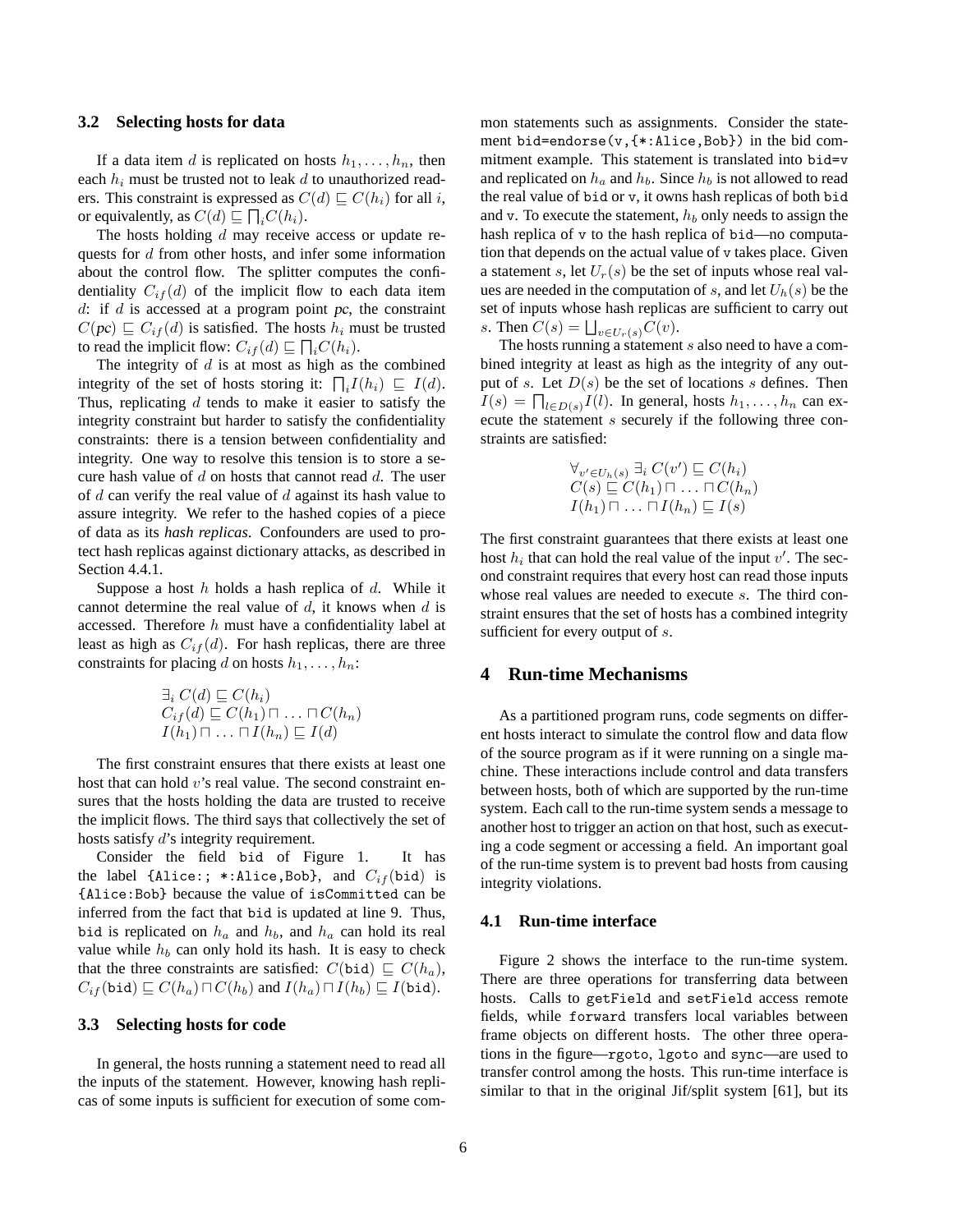### 3.2 Selecting hosts for data

If a data item $d$ is replicated on hosts $h_1, \ldots, h_n$, then each $h_i$ must be trusted not to leak $d$ to unauthorized readers. This constraint is expressed as $C(d) \sqsubseteq C(h_i)$ for all $i$, or equivalently, as $C(d) \sqsubseteq \bigsqcap_i C(h_i)$.

The hosts holding $d$ may receive access or update requests for $d$ from other hosts, and infer some information about the control flow. The splitter computes the confidentiality $C_{if}(d)$ of the implicit flow to each data item $d$: if $d$ is accessed at a program point *pc*, the constraint $C(pc) \sqsubseteq C_{if}(d)$ is satisfied. The hosts $h_i$ must be trusted to read the implicit flow: $C_{if}(d) \sqsubseteq \bigsqcap_i C(h_i)$.

The integrity of $d$ is at most as high as the combined integrity of the set of hosts storing it: $\bigsqcap_i I(h_i) \sqsubseteq I(d)$. Thus, replicating $d$ tends to make it easier to satisfy the integrity constraint but harder to satisfy the confidentiality constraints: there is a tension between confidentiality and integrity. One way to resolve this tension is to store a secure hash value of $d$ on hosts that cannot read $d$. The user of $d$ can verify the real value of $d$ against its hash value to assure integrity. We refer to the hashed copies of a piece of data as its *hash replicas*. Confounders are used to protect hash replicas against dictionary attacks, as described in Section 4.4.1.

Suppose a host $h$ holds a hash replica of $d$. While it cannot determine the real value of $d$, it knows when $d$ is accessed. Therefore $h$ must have a confidentiality label at least as high as $C_{if}(d)$. For hash replicas, there are three constraints for placing $d$ on hosts $h_1, \ldots, h_n$:

$$
\begin{array}{l}
\exists_i\, C(d) \sqsubseteq C(h_i) \\
C_{if}(d) \sqsubseteq C(h_1) \sqcap \ldots \sqcap C(h_n) \\
I(h_1) \sqcap \ldots \sqcap I(h_n) \sqsubseteq I(d)
\end{array}
$$

The first constraint ensures that there exists at least one host that can hold $v$'s real value. The second constraint ensures that the hosts holding the data are trusted to receive the implicit flows. The third says that collectively the set of hosts satisfy $d$'s integrity requirement.

Consider the field `bid` of Figure 1. It has the label `{Alice:; *:Alice,Bob}`, and $C_{if}$(`bid`) is `{Alice:Bob}` because the value of `isCommitted` can be inferred from the fact that `bid` is updated at line 9. Thus, `bid` is replicated on $h_a$ and $h_b$, and $h_a$ can hold its real value while $h_b$ can only hold its hash. It is easy to check that the three constraints are satisfied: $C(\texttt{bid}) \sqsubseteq C(h_a)$, $C_{if}(\texttt{bid}) \sqsubseteq C(h_a) \sqcap C(h_b)$ and $I(h_a) \sqcap I(h_b) \sqsubseteq I(\texttt{bid})$.

### 3.3 Selecting hosts for code

In general, the hosts running a statement need to read all the inputs of the statement. However, knowing hash replicas of some inputs is sufficient for execution of some common statements such as assignments. Consider the statement `bid=endorse(v,{*:Alice,Bob})` in the bid commitment example. This statement is translated into `bid=v` and replicated on $h_a$ and $h_b$. Since $h_b$ is not allowed to read the real value of `bid` or `v`, it owns hash replicas of both `bid` and `v`. To execute the statement, $h_b$ only needs to assign the hash replica of `v` to the hash replica of `bid`—no computation that depends on the actual value of `v` takes place. Given a statement $s$, let $U_r(s)$ be the set of inputs whose real values are needed in the computation of $s$, and let $U_h(s)$ be the set of inputs whose hash replicas are sufficient to carry out $s$. Then $C(s) = \bigsqcup_{v \in U_r(s)} C(v)$.

The hosts running a statement $s$ also need to have a combined integrity at least as high as the integrity of any output of $s$. Let $D(s)$ be the set of locations $s$ defines. Then $I(s) = \bigsqcap_{l \in D(s)} I(l)$. In general, hosts $h_1, \ldots, h_n$ can execute the statement $s$ securely if the following three constraints are satisfied:

$$
\begin{array}{l}
\forall_{v' \in U_h(s)}\, \exists_i\, C(v') \sqsubseteq C(h_i) \\
C(s) \sqsubseteq C(h_1) \sqcap \ldots \sqcap C(h_n) \\
I(h_1) \sqcap \ldots \sqcap I(h_n) \sqsubseteq I(s)
\end{array}
$$

The first constraint guarantees that there exists at least one host $h_i$ that can hold the real value of the input $v'$. The second constraint requires that every host can read those inputs whose real values are needed to execute $s$. The third constraint ensures that the set of hosts has a combined integrity sufficient for every output of $s$.

## 4 Run-time Mechanisms

As a partitioned program runs, code segments on different hosts interact to simulate the control flow and data flow of the source program as if it were running on a single machine. These interactions include control and data transfers between hosts, both of which are supported by the run-time system. Each call to the run-time system sends a message to another host to trigger an action on that host, such as executing a code segment or accessing a field. An important goal of the run-time system is to prevent bad hosts from causing integrity violations.

### 4.1 Run-time interface

Figure 2 shows the interface to the run-time system. There are three operations for transferring data between hosts. Calls to `getField` and `setField` access remote fields, while `forward` transfers local variables between frame objects on different hosts. The other three operations in the figure—`rgoto`, `lgoto` and `sync`—are used to transfer control among the hosts. This run-time interface is similar to that in the original Jif/split system [61], but its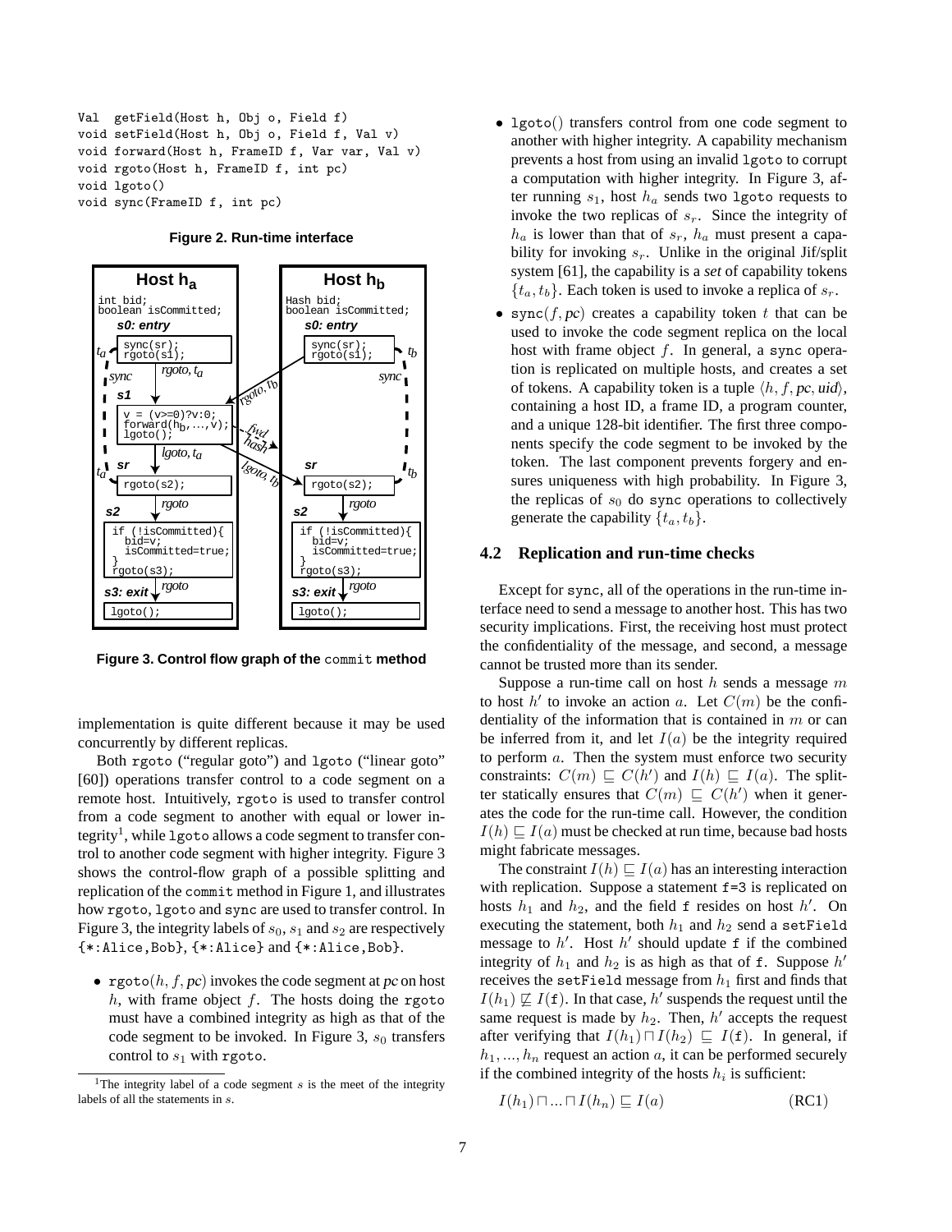```
Val  getField(Host h, Obj o, Field f)
void setField(Host h, Obj o, Field f, Val v)
void forward(Host h, FrameID f, Var var, Val v)
void rgoto(Host h, FrameID f, int pc)
void lgoto()
void sync(FrameID f, int pc)
```

**Figure 2. Run-time interface**

**Figure 3. Control flow graph of the** `commit` **method**

implementation is quite different because it may be used concurrently by different replicas.

Both `rgoto` ("regular goto") and `lgoto` ("linear goto" [60]) operations transfer control to a code segment on a remote host. Intuitively, `rgoto` is used to transfer control from a code segment to another with equal or lower integrity[1], while `lgoto` allows a code segment to transfer control to another code segment with higher integrity. Figure 3 shows the control-flow graph of a possible splitting and replication of the `commit` method in Figure 1, and illustrates how `rgoto`, `lgoto` and `sync` are used to transfer control. In Figure 3, the integrity labels of $s_0$, $s_1$ and $s_2$ are respectively `{*:Alice,Bob}`, `{*:Alice}` and `{*:Alice,Bob}`.

- `rgoto`$(h, f, pc)$ invokes the code segment at $pc$ on host $h$, with frame object $f$. The hosts doing the `rgoto` must have a combined integrity as high as that of the code segment to be invoked. In Figure 3, $s_0$ transfers control to $s_1$ with `rgoto`.
- `lgoto`() transfers control from one code segment to another with higher integrity. A capability mechanism prevents a host from using an invalid `lgoto` to corrupt a computation with higher integrity. In Figure 3, after running $s_1$, host $h_a$ sends two `lgoto` requests to invoke the two replicas of $s_r$. Since the integrity of $h_a$ is lower than that of $s_r$, $h_a$ must present a capability for invoking $s_r$. Unlike in the original Jif/split system [61], the capability is a *set* of capability tokens $\{t_a, t_b\}$. Each token is used to invoke a replica of $s_r$.
- `sync`$(f, pc)$ creates a capability token $t$ that can be used to invoke the code segment replica on the local host with frame object $f$. In general, a `sync` operation is replicated on multiple hosts, and creates a set of tokens. A capability token is a tuple $\langle h, f, pc, uid \rangle$, containing a host ID, a frame ID, a program counter, and a unique 128-bit identifier. The first three components specify the code segment to be invoked by the token. The last component prevents forgery and ensures uniqueness with high probability. In Figure 3, the replicas of $s_0$ do `sync` operations to collectively generate the capability $\{t_a, t_b\}$.

### 4.2 Replication and run-time checks

Except for `sync`, all of the operations in the run-time interface need to send a message to another host. This has two security implications. First, the receiving host must protect the confidentiality of the message, and second, a message cannot be trusted more than its sender.

Suppose a run-time call on host $h$ sends a message $m$ to host $h'$ to invoke an action $a$. Let $C(m)$ be the confidentiality of the information that is contained in $m$ or can be inferred from it, and let $I(a)$ be the integrity required to perform $a$. Then the system must enforce two security constraints: $C(m) \sqsubseteq C(h')$ and $I(h) \sqsubseteq I(a)$. The splitter statically ensures that $C(m) \sqsubseteq C(h')$ when it generates the code for the run-time call. However, the condition $I(h) \sqsubseteq I(a)$ must be checked at run time, because bad hosts might fabricate messages.

The constraint $I(h) \sqsubseteq I(a)$ has an interesting interaction with replication. Suppose a statement `f=3` is replicated on hosts $h_1$ and $h_2$, and the field `f` resides on host $h'$. On executing the statement, both $h_1$ and $h_2$ send a `setField` message to $h'$. Host $h'$ should update `f` if the combined integrity of $h_1$ and $h_2$ is as high as that of `f`. Suppose $h'$ receives the `setField` message from $h_1$ first and finds that $I(h_1) \not\sqsubseteq I(\texttt{f})$. In that case, $h'$ suspends the request until the same request is made by $h_2$. Then, $h'$ accepts the request after verifying that $I(h_1) \sqcap I(h_2) \sqsubseteq I(\texttt{f})$. In general, if $h_1, ..., h_n$ request an action $a$, it can be performed securely if the combined integrity of the hosts $h_i$ is sufficient:

$$I(h_1) \sqcap ... \sqcap I(h_n) \sqsubseteq I(a) \qquad \text{(RC1)}$$

[1] The integrity label of a code segment $s$ is the meet of the integrity labels of all the statements in $s$.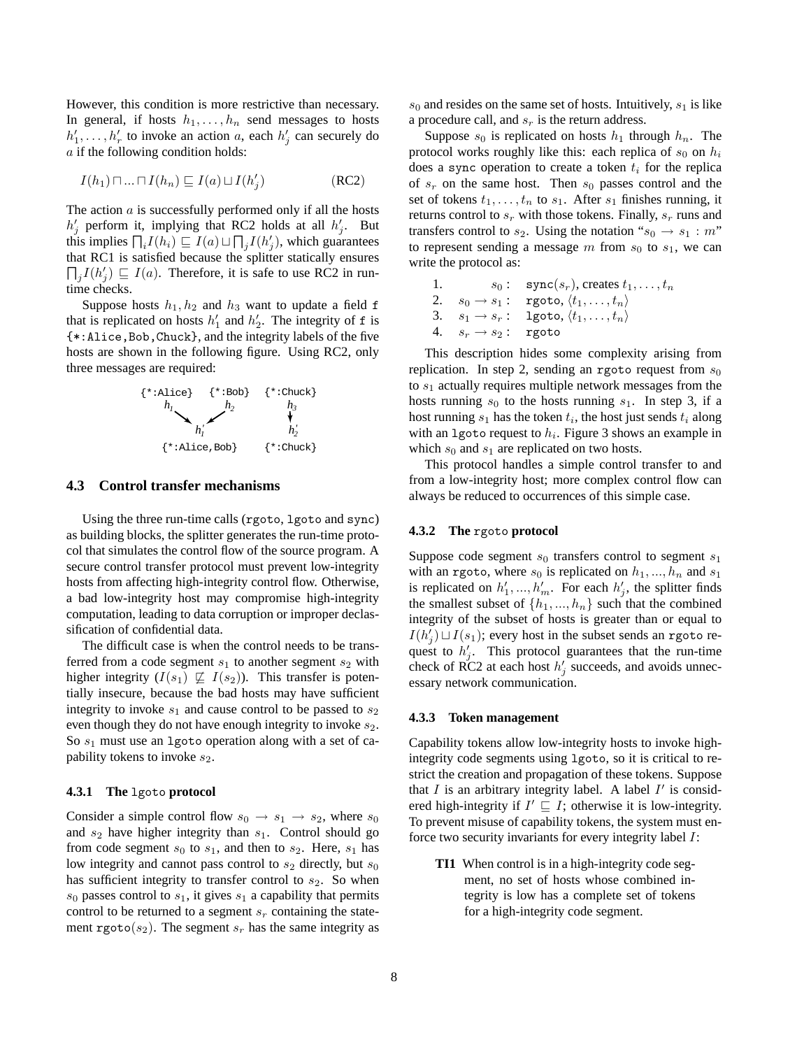However, this condition is more restrictive than necessary. In general, if hosts $h_1, \ldots, h_n$ send messages to hosts $h'_1, \ldots, h'_r$ to invoke an action $a$, each $h'_j$ can securely do $a$ if the following condition holds:

$$I(h_1) \sqcap ... \sqcap I(h_n) \sqsubseteq I(a) \sqcup I(h'_j) \qquad \text{(RC2)}$$

The action $a$ is successfully performed only if all the hosts $h'_j$ perform it, implying that RC2 holds at all $h'_j$. But this implies $\prod_i I(h_i) \sqsubseteq I(a) \sqcup \prod_j I(h'_j)$, which guarantees that RC1 is satisfied because the splitter statically ensures $\prod_j I(h'_j) \sqsubseteq I(a)$. Therefore, it is safe to use RC2 in run-time checks.

Suppose hosts $h_1, h_2$ and $h_3$ want to update a field `f` that is replicated on hosts $h'_1$ and $h'_2$. The integrity of `f` is `{*:Alice,Bob,Chuck}`, and the integrity labels of the five hosts are shown in the following figure. Using RC2, only three messages are required:

```
{*:Alice}   {*:Bob}   {*:Chuck}
   h1         h2         h3
     \       /           |
       h1'               h2'
{*:Alice,Bob}         {*:Chuck}
```

### 4.3 Control transfer mechanisms

Using the three run-time calls (`rgoto`, `lgoto` and `sync`) as building blocks, the splitter generates the run-time protocol that simulates the control flow of the source program. A secure control transfer protocol must prevent low-integrity hosts from affecting high-integrity control flow. Otherwise, a bad low-integrity host may compromise high-integrity computation, leading to data corruption or improper declassification of confidential data.

The difficult case is when the control needs to be transferred from a code segment $s_1$ to another segment $s_2$ with higher integrity ($I(s_1) \not\sqsubseteq I(s_2)$). This transfer is potentially insecure, because the bad hosts may have sufficient integrity to invoke $s_1$ and cause control to be passed to $s_2$ even though they do not have enough integrity to invoke $s_2$. So $s_1$ must use an `lgoto` operation along with a set of capability tokens to invoke $s_2$.

#### 4.3.1 The `lgoto` protocol

Consider a simple control flow $s_0 \rightarrow s_1 \rightarrow s_2$, where $s_0$ and $s_2$ have higher integrity than $s_1$. Control should go from code segment $s_0$ to $s_1$, and then to $s_2$. Here, $s_1$ has low integrity and cannot pass control to $s_2$ directly, but $s_0$ has sufficient integrity to transfer control to $s_2$. So when $s_0$ passes control to $s_1$, it gives $s_1$ a capability that permits control to be returned to a segment $s_r$ containing the statement `rgoto`$(s_2)$. The segment $s_r$ has the same integrity as $s_0$ and resides on the same set of hosts. Intuitively, $s_1$ is like a procedure call, and $s_r$ is the return address.

Suppose $s_0$ is replicated on hosts $h_1$ through $h_n$. The protocol works roughly like this: each replica of $s_0$ on $h_i$ does a `sync` operation to create a token $t_i$ for the replica of $s_r$ on the same host. Then $s_0$ passes control and the set of tokens $t_1, \ldots, t_n$ to $s_1$. After $s_1$ finishes running, it returns control to $s_r$ with those tokens. Finally, $s_r$ runs and transfers control to $s_2$. Using the notation "$s_0 \rightarrow s_1 : m$" to represent sending a message $m$ from $s_0$ to $s_1$, we can write the protocol as:

1. $s_0$ : `sync`$(s_r)$, creates $t_1, \ldots, t_n$
2. $s_0 \rightarrow s_1$ : `rgoto`, $\langle t_1, \ldots, t_n \rangle$
3. $s_1 \rightarrow s_r$ : `lgoto`, $\langle t_1, \ldots, t_n \rangle$
4. $s_r \rightarrow s_2$ : `rgoto`

This description hides some complexity arising from replication. In step 2, sending an `rgoto` request from $s_0$ to $s_1$ actually requires multiple network messages from the hosts running $s_0$ to the hosts running $s_1$. In step 3, if a host running $s_1$ has the token $t_i$, the host just sends $t_i$ along with an `lgoto` request to $h_i$. Figure 3 shows an example in which $s_0$ and $s_1$ are replicated on two hosts.

This protocol handles a simple control transfer to and from a low-integrity host; more complex control flow can always be reduced to occurrences of this simple case.

#### 4.3.2 The `rgoto` protocol

Suppose code segment $s_0$ transfers control to segment $s_1$ with an `rgoto`, where $s_0$ is replicated on $h_1, ..., h_n$ and $s_1$ is replicated on $h'_1, ..., h'_m$. For each $h'_j$, the splitter finds the smallest subset of $\{h_1, ..., h_n\}$ such that the combined integrity of the subset of hosts is greater than or equal to $I(h'_j) \sqcup I(s_1)$; every host in the subset sends an `rgoto` request to $h'_j$. This protocol guarantees that the run-time check of RC2 at each host $h'_j$ succeeds, and avoids unnecessary network communication.

#### 4.3.3 Token management

Capability tokens allow low-integrity hosts to invoke high-integrity code segments using `lgoto`, so it is critical to restrict the creation and propagation of these tokens. Suppose that $I$ is an arbitrary integrity label. A label $I'$ is considered high-integrity if $I' \sqsubseteq I$; otherwise it is low-integrity. To prevent misuse of capability tokens, the system must enforce two security invariants for every integrity label $I$:

**TI1** When control is in a high-integrity code segment, no set of hosts whose combined integrity is low has a complete set of tokens for a high-integrity code segment.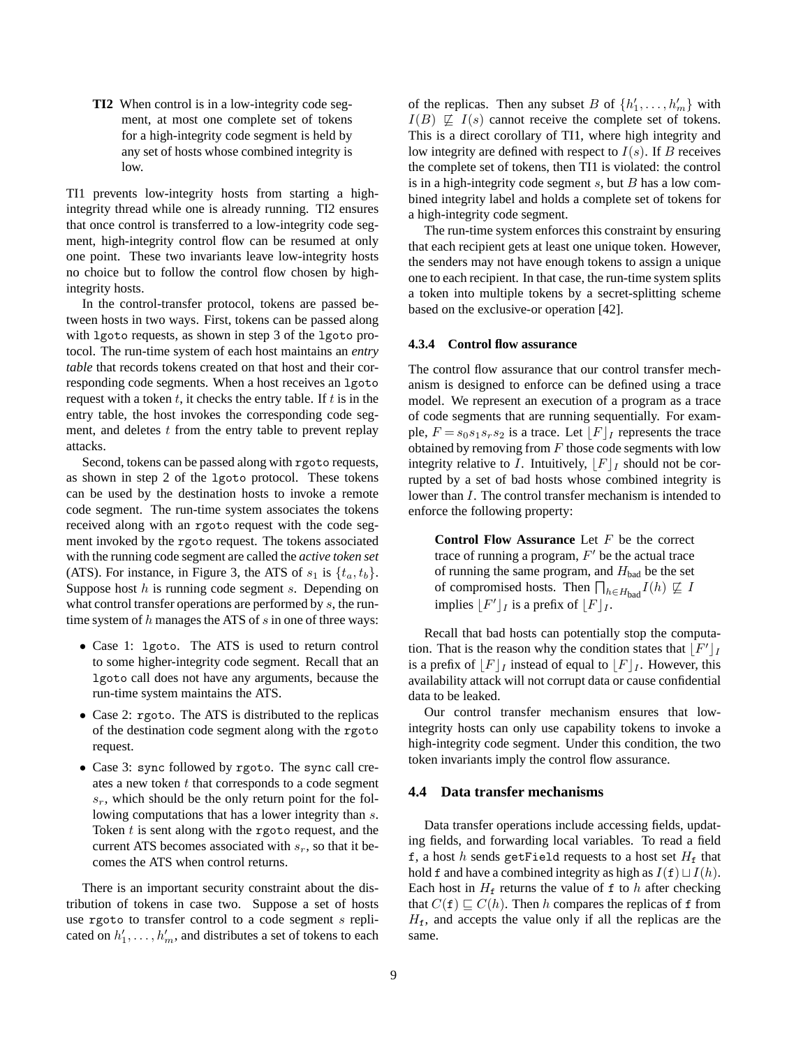**TI2** When control is in a low-integrity code segment, at most one complete set of tokens for a high-integrity code segment is held by any set of hosts whose combined integrity is low.

TI1 prevents low-integrity hosts from starting a high-integrity thread while one is already running. TI2 ensures that once control is transferred to a low-integrity code segment, high-integrity control flow can be resumed at only one point. These two invariants leave low-integrity hosts no choice but to follow the control flow chosen by high-integrity hosts.

In the control-transfer protocol, tokens are passed between hosts in two ways. First, tokens can be passed along with `lgoto` requests, as shown in step 3 of the `lgoto` protocol. The run-time system of each host maintains an *entry table* that records tokens created on that host and their corresponding code segments. When a host receives an `lgoto` request with a token $t$, it checks the entry table. If $t$ is in the entry table, the host invokes the corresponding code segment, and deletes $t$ from the entry table to prevent replay attacks.

Second, tokens can be passed along with `rgoto` requests, as shown in step 2 of the `lgoto` protocol. These tokens can be used by the destination hosts to invoke a remote code segment. The run-time system associates the tokens received along with an `rgoto` request with the code segment invoked by the `rgoto` request. The tokens associated with the running code segment are called the *active token set* (ATS). For instance, in Figure 3, the ATS of $s_1$ is $\{t_a, t_b\}$. Suppose host $h$ is running code segment $s$. Depending on what control transfer operations are performed by $s$, the run-time system of $h$ manages the ATS of $s$ in one of three ways:

- Case 1: `lgoto`. The ATS is used to return control to some higher-integrity code segment. Recall that an `lgoto` call does not have any arguments, because the run-time system maintains the ATS.
- Case 2: `rgoto`. The ATS is distributed to the replicas of the destination code segment along with the `rgoto` request.
- Case 3: `sync` followed by `rgoto`. The `sync` call creates a new token $t$ that corresponds to a code segment $s_r$, which should be the only return point for the following computations that has a lower integrity than $s$. Token $t$ is sent along with the `rgoto` request, and the current ATS becomes associated with $s_r$, so that it becomes the ATS when control returns.

There is an important security constraint about the distribution of tokens in case two. Suppose a set of hosts use `rgoto` to transfer control to a code segment $s$ replicated on $h'_1, \ldots, h'_m$, and distributes a set of tokens to each of the replicas. Then any subset $B$ of $\{h'_1, \ldots, h'_m\}$ with $I(B) \not\sqsubseteq I(s)$ cannot receive the complete set of tokens. This is a direct corollary of TI1, where high integrity and low integrity are defined with respect to $I(s)$. If $B$ receives the complete set of tokens, then TI1 is violated: the control is in a high-integrity code segment $s$, but $B$ has a low combined integrity label and holds a complete set of tokens for a high-integrity code segment.

The run-time system enforces this constraint by ensuring that each recipient gets at least one unique token. However, the senders may not have enough tokens to assign a unique one to each recipient. In that case, the run-time system splits a token into multiple tokens by a secret-splitting scheme based on the exclusive-or operation [42].

#### 4.3.4 Control flow assurance

The control flow assurance that our control transfer mechanism is designed to enforce can be defined using a trace model. We represent an execution of a program as a trace of code segments that are running sequentially. For example, $F = s_0 s_1 s_r s_2$ is a trace. Let $\lfloor F \rfloor_I$ represents the trace obtained by removing from $F$ those code segments with low integrity relative to $I$. Intuitively, $\lfloor F \rfloor_I$ should not be corrupted by a set of bad hosts whose combined integrity is lower than $I$. The control transfer mechanism is intended to enforce the following property:

> **Control Flow Assurance** Let $F$ be the correct trace of running a program, $F'$ be the actual trace of running the same program, and $H_{\text{bad}}$ be the set of compromised hosts. Then $\bigsqcap_{h \in H_{\text{bad}}} I(h) \not\sqsubseteq I$ implies $\lfloor F' \rfloor_I$ is a prefix of $\lfloor F \rfloor_I$.

Recall that bad hosts can potentially stop the computation. That is the reason why the condition states that $\lfloor F' \rfloor_I$ is a prefix of $\lfloor F \rfloor_I$ instead of equal to $\lfloor F \rfloor_I$. However, this availability attack will not corrupt data or cause confidential data to be leaked.

Our control transfer mechanism ensures that low-integrity hosts can only use capability tokens to invoke a high-integrity code segment. Under this condition, the two token invariants imply the control flow assurance.

### 4.4 Data transfer mechanisms

Data transfer operations include accessing fields, updating fields, and forwarding local variables. To read a field `f`, a host $h$ sends `getField` requests to a host set $H_{\mathtt{f}}$ that hold `f` and have a combined integrity as high as $I(\mathtt{f}) \sqcup I(h)$. Each host in $H_{\mathtt{f}}$ returns the value of `f` to $h$ after checking that $C(\mathtt{f}) \sqsubseteq C(h)$. Then $h$ compares the replicas of `f` from $H_{\mathtt{f}}$, and accepts the value only if all the replicas are the same.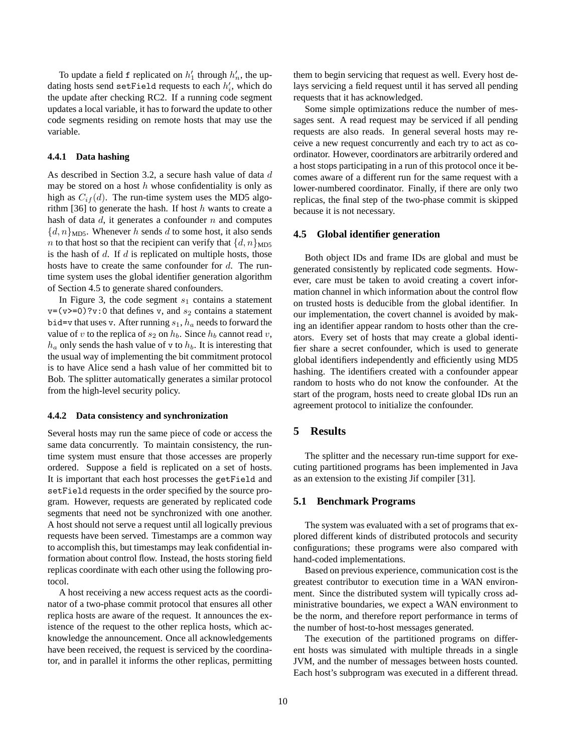To update a field `f` replicated on $h'_1$ through $h'_n$, the updating hosts send `setField` requests to each $h'_i$, which do the update after checking RC2. If a running code segment updates a local variable, it has to forward the update to other code segments residing on remote hosts that may use the variable.

#### 4.4.1 Data hashing

As described in Section 3.2, a secure hash value of data $d$ may be stored on a host $h$ whose confidentiality is only as high as $C_{if}(d)$. The run-time system uses the MD5 algorithm [36] to generate the hash. If host $h$ wants to create a hash of data $d$, it generates a confounder $n$ and computes $\{d, n\}_{\text{MD5}}$. Whenever $h$ sends $d$ to some host, it also sends $n$ to that host so that the recipient can verify that $\{d, n\}_{\text{MD5}}$ is the hash of $d$. If $d$ is replicated on multiple hosts, those hosts have to create the same confounder for $d$. The run-time system uses the global identifier generation algorithm of Section 4.5 to generate shared confounders.

In Figure 3, the code segment $s_1$ contains a statement `v=(v>=0)?v:0` that defines `v`, and $s_2$ contains a statement `bid=v` that uses `v`. After running $s_1$, $h_a$ needs to forward the value of $v$ to the replica of $s_2$ on $h_b$. Since $h_b$ cannot read $v$, $h_a$ only sends the hash value of `v` to $h_b$. It is interesting that the usual way of implementing the bit commitment protocol is to have Alice send a hash value of her committed bit to Bob. The splitter automatically generates a similar protocol from the high-level security policy.

#### 4.4.2 Data consistency and synchronization

Several hosts may run the same piece of code or access the same data concurrently. To maintain consistency, the run-time system must ensure that those accesses are properly ordered. Suppose a field is replicated on a set of hosts. It is important that each host processes the `getField` and `setField` requests in the order specified by the source program. However, requests are generated by replicated code segments that need not be synchronized with one another. A host should not serve a request until all logically previous requests have been served. Timestamps are a common way to accomplish this, but timestamps may leak confidential information about control flow. Instead, the hosts storing field replicas coordinate with each other using the following protocol.

A host receiving a new access request acts as the coordinator of a two-phase commit protocol that ensures all other replica hosts are aware of the request. It announces the existence of the request to the other replica hosts, which acknowledge the announcement. Once all acknowledgements have been received, the request is serviced by the coordinator, and in parallel it informs the other replicas, permitting them to begin servicing that request as well. Every host delays servicing a field request until it has served all pending requests that it has acknowledged.

Some simple optimizations reduce the number of messages sent. A read request may be serviced if all pending requests are also reads. In general several hosts may receive a new request concurrently and each try to act as coordinator. However, coordinators are arbitrarily ordered and a host stops participating in a run of this protocol once it becomes aware of a different run for the same request with a lower-numbered coordinator. Finally, if there are only two replicas, the final step of the two-phase commit is skipped because it is not necessary.

### 4.5 Global identifier generation

Both object IDs and frame IDs are global and must be generated consistently by replicated code segments. However, care must be taken to avoid creating a covert information channel in which information about the control flow on trusted hosts is deducible from the global identifier. In our implementation, the covert channel is avoided by making an identifier appear random to hosts other than the creators. Every set of hosts that may create a global identifier share a secret confounder, which is used to generate global identifiers independently and efficiently using MD5 hashing. The identifiers created with a confounder appear random to hosts who do not know the confounder. At the start of the program, hosts need to create global IDs run an agreement protocol to initialize the confounder.

## 5 Results

The splitter and the necessary run-time support for executing partitioned programs has been implemented in Java as an extension to the existing Jif compiler [31].

### 5.1 Benchmark Programs

The system was evaluated with a set of programs that explored different kinds of distributed protocols and security configurations; these programs were also compared with hand-coded implementations.

Based on previous experience, communication cost is the greatest contributor to execution time in a WAN environment. Since the distributed system will typically cross administrative boundaries, we expect a WAN environment to be the norm, and therefore report performance in terms of the number of host-to-host messages generated.

The execution of the partitioned programs on different hosts was simulated with multiple threads in a single JVM, and the number of messages between hosts counted. Each host's subprogram was executed in a different thread.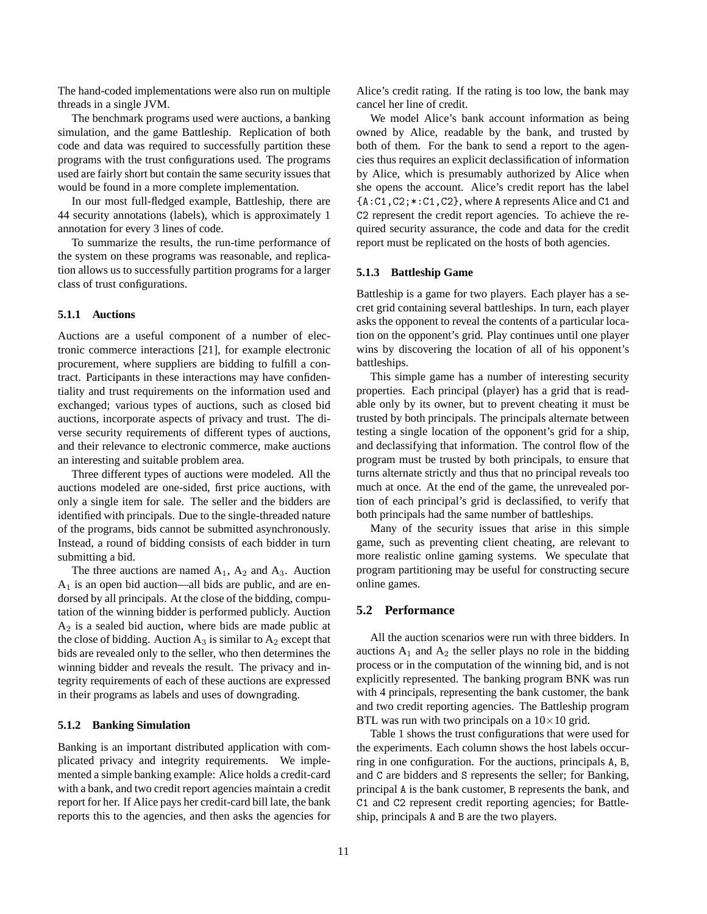The hand-coded implementations were also run on multiple threads in a single JVM.

The benchmark programs used were auctions, a banking simulation, and the game Battleship. Replication of both code and data was required to successfully partition these programs with the trust configurations used. The programs used are fairly short but contain the same security issues that would be found in a more complete implementation.

In our most full-fledged example, Battleship, there are 44 security annotations (labels), which is approximately 1 annotation for every 3 lines of code.

To summarize the results, the run-time performance of the system on these programs was reasonable, and replication allows us to successfully partition programs for a larger class of trust configurations.

### 5.1.1 Auctions

Auctions are a useful component of a number of electronic commerce interactions [21], for example electronic procurement, where suppliers are bidding to fulfill a contract. Participants in these interactions may have confidentiality and trust requirements on the information used and exchanged; various types of auctions, such as closed bid auctions, incorporate aspects of privacy and trust. The diverse security requirements of different types of auctions, and their relevance to electronic commerce, make auctions an interesting and suitable problem area.

Three different types of auctions were modeled. All the auctions modeled are one-sided, first price auctions, with only a single item for sale. The seller and the bidders are identified with principals. Due to the single-threaded nature of the programs, bids cannot be submitted asynchronously. Instead, a round of bidding consists of each bidder in turn submitting a bid.

The three auctions are named $A_1$, $A_2$ and $A_3$. Auction $A_1$ is an open bid auction—all bids are public, and are endorsed by all principals. At the close of the bidding, computation of the winning bidder is performed publicly. Auction $A_2$ is a sealed bid auction, where bids are made public at the close of bidding. Auction $A_3$ is similar to $A_2$ except that bids are revealed only to the seller, who then determines the winning bidder and reveals the result. The privacy and integrity requirements of each of these auctions are expressed in their programs as labels and uses of downgrading.

### 5.1.2 Banking Simulation

Banking is an important distributed application with complicated privacy and integrity requirements. We implemented a simple banking example: Alice holds a credit-card with a bank, and two credit report agencies maintain a credit report for her. If Alice pays her credit-card bill late, the bank reports this to the agencies, and then asks the agencies for Alice's credit rating. If the rating is too low, the bank may cancel her line of credit.

We model Alice's bank account information as being owned by Alice, readable by the bank, and trusted by both of them. For the bank to send a report to the agencies thus requires an explicit declassification of information by Alice, which is presumably authorized by Alice when she opens the account. Alice's credit report has the label `{A:C1,C2;*:C1,C2}`, where `A` represents Alice and `C1` and `C2` represent the credit report agencies. To achieve the required security assurance, the code and data for the credit report must be replicated on the hosts of both agencies.

### 5.1.3 Battleship Game

Battleship is a game for two players. Each player has a secret grid containing several battleships. In turn, each player asks the opponent to reveal the contents of a particular location on the opponent's grid. Play continues until one player wins by discovering the location of all of his opponent's battleships.

This simple game has a number of interesting security properties. Each principal (player) has a grid that is readable only by its owner, but to prevent cheating it must be trusted by both principals. The principals alternate between testing a single location of the opponent's grid for a ship, and declassifying that information. The control flow of the program must be trusted by both principals, to ensure that turns alternate strictly and thus that no principal reveals too much at once. At the end of the game, the unrevealed portion of each principal's grid is declassified, to verify that both principals had the same number of battleships.

Many of the security issues that arise in this simple game, such as preventing client cheating, are relevant to more realistic online gaming systems. We speculate that program partitioning may be useful for constructing secure online games.

## 5.2 Performance

All the auction scenarios were run with three bidders. In auctions $A_1$ and $A_2$ the seller plays no role in the bidding process or in the computation of the winning bid, and is not explicitly represented. The banking program BNK was run with 4 principals, representing the bank customer, the bank and two credit reporting agencies. The Battleship program BTL was run with two principals on a $10\times10$ grid.

Table 1 shows the trust configurations that were used for the experiments. Each column shows the host labels occurring in one configuration. For the auctions, principals `A`, `B`, and `C` are bidders and `S` represents the seller; for Banking, principal `A` is the bank customer, `B` represents the bank, and `C1` and `C2` represent credit reporting agencies; for Battleship, principals `A` and `B` are the two players.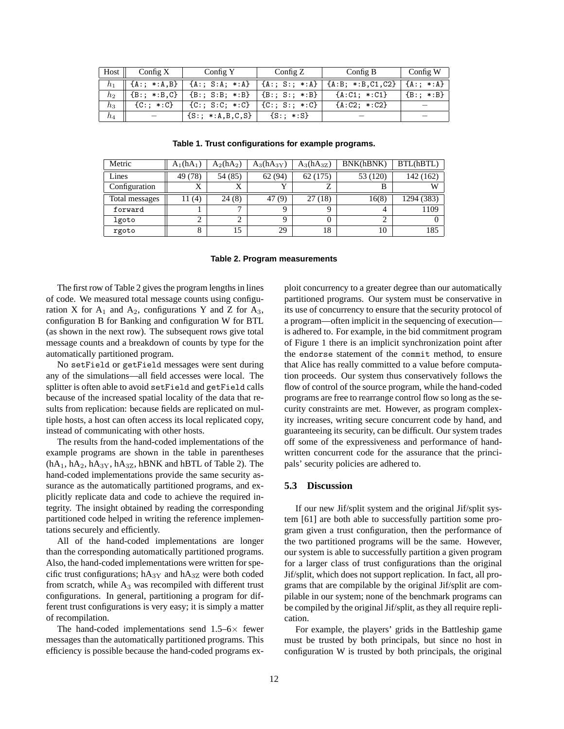| Host | Config X | Config Y | Config Z | Config B | Config W |
| --- | --- | --- | --- | --- | --- |
| $h_1$ | `{A:; *:A,B}` | `{A:; S:A; *:A}` | `{A:; S:; *:A}` | `{A:B; *:B,C1,C2}` | `{A:; *:A}` |
| $h_2$ | `{B:; *:B,C}` | `{B:; S:B; *:B}` | `{B:; S:; *:B}` | `{A:C1; *:C1}` | `{B:; *:B}` |
| $h_3$ | `{C:; *:C}` | `{C:; S:C; *:C}` | `{C:; S:; *:C}` | `{A:C2; *:C2}` | – |
| $h_4$ | – | `{S:; *:A,B,C,S}` | `{S:; *:S}` | – | – |

**Table 1. Trust configurations for example programs.**

| Metric | $A_1(hA_1)$ | $A_2(hA_2)$ | $A_3(hA_{3Y})$ | $A_3(hA_{3Z})$ | BNK(hBNK) | BTL(hBTL) |
| --- | --- | --- | --- | --- | --- | --- |
| Lines | 49 (78) | 54 (85) | 62 (94) | 62 (175) | 53 (120) | 142 (162) |
| Configuration | X | X | Y | Z | B | W |
| Total messages | 11 (4) | 24 (8) | 47 (9) | 27 (18) | 16(8) | 1294 (383) |
| `forward` | 1 | 7 | 9 | 9 | 4 | 1109 |
| `lgoto` | 2 | 2 | 9 | 0 | 2 | 0 |
| `rgoto` | 8 | 15 | 29 | 18 | 10 | 185 |

**Table 2. Program measurements**

The first row of Table 2 gives the program lengths in lines of code. We measured total message counts using configuration X for $A_1$ and $A_2$, configurations Y and Z for $A_3$, configuration B for Banking and configuration W for BTL (as shown in the next row). The subsequent rows give total message counts and a breakdown of counts by type for the automatically partitioned program.

No `setField` or `getField` messages were sent during any of the simulations—all field accesses were local. The splitter is often able to avoid `setField` and `getField` calls because of the increased spatial locality of the data that results from replication: because fields are replicated on multiple hosts, a host can often access its local replicated copy, instead of communicating with other hosts.

The results from the hand-coded implementations of the example programs are shown in the table in parentheses ($hA_1$, $hA_2$, $hA_{3Y}$, $hA_{3Z}$, hBNK and hBTL of Table 2). The hand-coded implementations provide the same security assurance as the automatically partitioned programs, and explicitly replicate data and code to achieve the required integrity. The insight obtained by reading the corresponding partitioned code helped in writing the reference implementations securely and efficiently.

All of the hand-coded implementations are longer than the corresponding automatically partitioned programs. Also, the hand-coded implementations were written for specific trust configurations; $hA_{3Y}$ and $hA_{3Z}$ were both coded from scratch, while $A_3$ was recompiled with different trust configurations. In general, partitioning a program for different trust configurations is very easy; it is simply a matter of recompilation.

The hand-coded implementations send 1.5–6× fewer messages than the automatically partitioned programs. This efficiency is possible because the hand-coded programs exploit concurrency to a greater degree than our automatically partitioned programs. Our system must be conservative in its use of concurrency to ensure that the security protocol of a program—often implicit in the sequencing of execution—is adhered to. For example, in the bid commitment program of Figure 1 there is an implicit synchronization point after the `endorse` statement of the `commit` method, to ensure that Alice has really committed to a value before computation proceeds. Our system thus conservatively follows the flow of control of the source program, while the hand-coded programs are free to rearrange control flow so long as the security constraints are met. However, as program complexity increases, writing secure concurrent code by hand, and guaranteeing its security, can be difficult. Our system trades off some of the expressiveness and performance of hand-written concurrent code for the assurance that the principals' security policies are adhered to.

### 5.3 Discussion

If our new Jif/split system and the original Jif/split system [61] are both able to successfully partition some program given a trust configuration, then the performance of the two partitioned programs will be the same. However, our system is able to successfully partition a given program for a larger class of trust configurations than the original Jif/split, which does not support replication. In fact, all programs that are compilable by the original Jif/split are compilable in our system; none of the benchmark programs can be compiled by the original Jif/split, as they all require replication.

For example, the players' grids in the Battleship game must be trusted by both principals, but since no host in configuration W is trusted by both principals, the original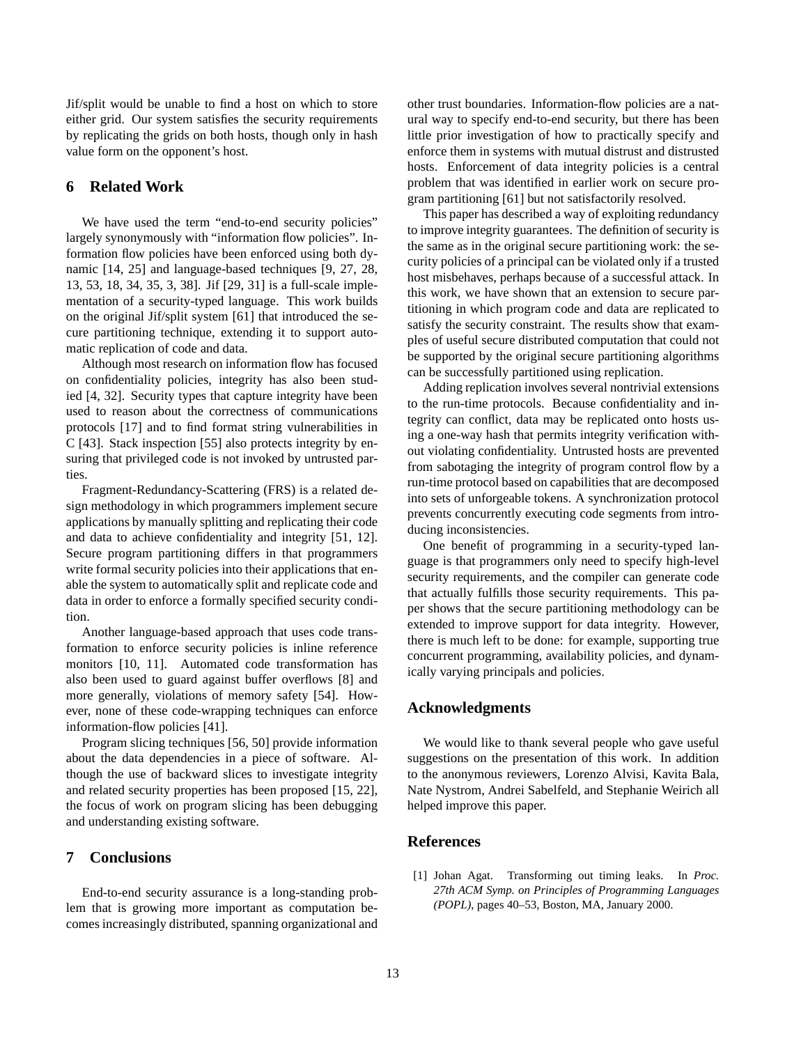Jif/split would be unable to find a host on which to store either grid. Our system satisfies the security requirements by replicating the grids on both hosts, though only in hash value form on the opponent's host.

## 6 Related Work

We have used the term "end-to-end security policies" largely synonymously with "information flow policies". Information flow policies have been enforced using both dynamic [14, 25] and language-based techniques [9, 27, 28, 13, 53, 18, 34, 35, 3, 38]. Jif [29, 31] is a full-scale implementation of a security-typed language. This work builds on the original Jif/split system [61] that introduced the secure partitioning technique, extending it to support automatic replication of code and data.

Although most research on information flow has focused on confidentiality policies, integrity has also been studied [4, 32]. Security types that capture integrity have been used to reason about the correctness of communications protocols [17] and to find format string vulnerabilities in C [43]. Stack inspection [55] also protects integrity by ensuring that privileged code is not invoked by untrusted parties.

Fragment-Redundancy-Scattering (FRS) is a related design methodology in which programmers implement secure applications by manually splitting and replicating their code and data to achieve confidentiality and integrity [51, 12]. Secure program partitioning differs in that programmers write formal security policies into their applications that enable the system to automatically split and replicate code and data in order to enforce a formally specified security condition.

Another language-based approach that uses code transformation to enforce security policies is inline reference monitors [10, 11]. Automated code transformation has also been used to guard against buffer overflows [8] and more generally, violations of memory safety [54]. However, none of these code-wrapping techniques can enforce information-flow policies [41].

Program slicing techniques [56, 50] provide information about the data dependencies in a piece of software. Although the use of backward slices to investigate integrity and related security properties has been proposed [15, 22], the focus of work on program slicing has been debugging and understanding existing software.

## 7 Conclusions

End-to-end security assurance is a long-standing problem that is growing more important as computation becomes increasingly distributed, spanning organizational and other trust boundaries. Information-flow policies are a natural way to specify end-to-end security, but there has been little prior investigation of how to practically specify and enforce them in systems with mutual distrust and distrusted hosts. Enforcement of data integrity policies is a central problem that was identified in earlier work on secure program partitioning [61] but not satisfactorily resolved.

This paper has described a way of exploiting redundancy to improve integrity guarantees. The definition of security is the same as in the original secure partitioning work: the security policies of a principal can be violated only if a trusted host misbehaves, perhaps because of a successful attack. In this work, we have shown that an extension to secure partitioning in which program code and data are replicated to satisfy the security constraint. The results show that examples of useful secure distributed computation that could not be supported by the original secure partitioning algorithms can be successfully partitioned using replication.

Adding replication involves several nontrivial extensions to the run-time protocols. Because confidentiality and integrity can conflict, data may be replicated onto hosts using a one-way hash that permits integrity verification without violating confidentiality. Untrusted hosts are prevented from sabotaging the integrity of program control flow by a run-time protocol based on capabilities that are decomposed into sets of unforgeable tokens. A synchronization protocol prevents concurrently executing code segments from introducing inconsistencies.

One benefit of programming in a security-typed language is that programmers only need to specify high-level security requirements, and the compiler can generate code that actually fulfills those security requirements. This paper shows that the secure partitioning methodology can be extended to improve support for data integrity. However, there is much left to be done: for example, supporting true concurrent programming, availability policies, and dynamically varying principals and policies.

## Acknowledgments

We would like to thank several people who gave useful suggestions on the presentation of this work. In addition to the anonymous reviewers, Lorenzo Alvisi, Kavita Bala, Nate Nystrom, Andrei Sabelfeld, and Stephanie Weirich all helped improve this paper.

## References

[1] Johan Agat. Transforming out timing leaks. In *Proc. 27th ACM Symp. on Principles of Programming Languages (POPL)*, pages 40–53, Boston, MA, January 2000.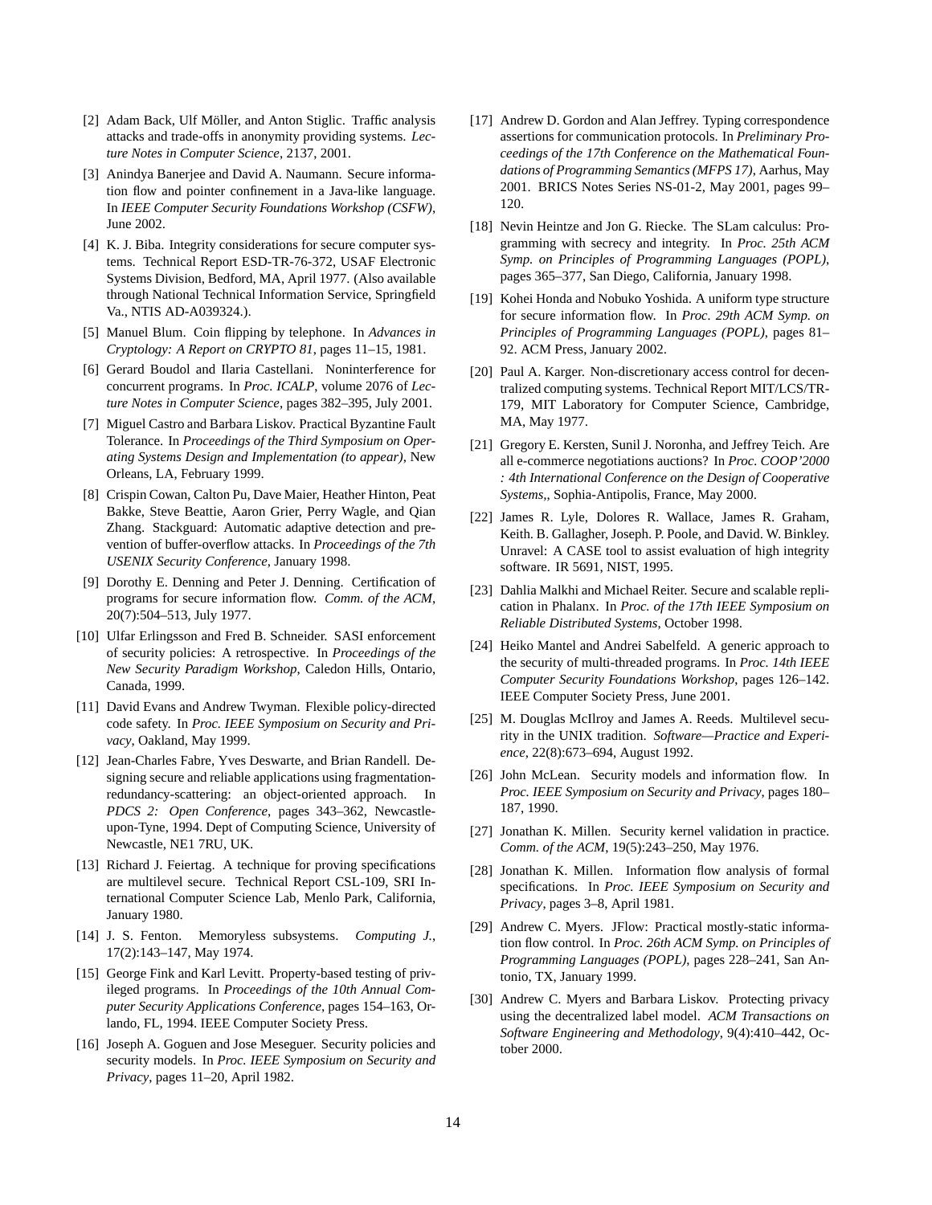[2] Adam Back, Ulf Möller, and Anton Stiglic. Traffic analysis attacks and trade-offs in anonymity providing systems. *Lecture Notes in Computer Science*, 2137, 2001.

[3] Anindya Banerjee and David A. Naumann. Secure information flow and pointer confinement in a Java-like language. In *IEEE Computer Security Foundations Workshop (CSFW)*, June 2002.

[4] K. J. Biba. Integrity considerations for secure computer systems. Technical Report ESD-TR-76-372, USAF Electronic Systems Division, Bedford, MA, April 1977. (Also available through National Technical Information Service, Springfield Va., NTIS AD-A039324.).

[5] Manuel Blum. Coin flipping by telephone. In *Advances in Cryptology: A Report on CRYPTO 81*, pages 11–15, 1981.

[6] Gerard Boudol and Ilaria Castellani. Noninterference for concurrent programs. In *Proc. ICALP*, volume 2076 of *Lecture Notes in Computer Science*, pages 382–395, July 2001.

[7] Miguel Castro and Barbara Liskov. Practical Byzantine Fault Tolerance. In *Proceedings of the Third Symposium on Operating Systems Design and Implementation (to appear)*, New Orleans, LA, February 1999.

[8] Crispin Cowan, Calton Pu, Dave Maier, Heather Hinton, Peat Bakke, Steve Beattie, Aaron Grier, Perry Wagle, and Qian Zhang. Stackguard: Automatic adaptive detection and prevention of buffer-overflow attacks. In *Proceedings of the 7th USENIX Security Conference*, January 1998.

[9] Dorothy E. Denning and Peter J. Denning. Certification of programs for secure information flow. *Comm. of the ACM*, 20(7):504–513, July 1977.

[10] Ulfar Erlingsson and Fred B. Schneider. SASI enforcement of security policies: A retrospective. In *Proceedings of the New Security Paradigm Workshop*, Caledon Hills, Ontario, Canada, 1999.

[11] David Evans and Andrew Twyman. Flexible policy-directed code safety. In *Proc. IEEE Symposium on Security and Privacy*, Oakland, May 1999.

[12] Jean-Charles Fabre, Yves Deswarte, and Brian Randell. Designing secure and reliable applications using fragmentation-redundancy-scattering: an object-oriented approach. In *PDCS 2: Open Conference*, pages 343–362, Newcastle-upon-Tyne, 1994. Dept of Computing Science, University of Newcastle, NE1 7RU, UK.

[13] Richard J. Feiertag. A technique for proving specifications are multilevel secure. Technical Report CSL-109, SRI International Computer Science Lab, Menlo Park, California, January 1980.

[14] J. S. Fenton. Memoryless subsystems. *Computing J.*, 17(2):143–147, May 1974.

[15] George Fink and Karl Levitt. Property-based testing of privileged programs. In *Proceedings of the 10th Annual Computer Security Applications Conference*, pages 154–163, Orlando, FL, 1994. IEEE Computer Society Press.

[16] Joseph A. Goguen and Jose Meseguer. Security policies and security models. In *Proc. IEEE Symposium on Security and Privacy*, pages 11–20, April 1982.

[17] Andrew D. Gordon and Alan Jeffrey. Typing correspondence assertions for communication protocols. In *Preliminary Proceedings of the 17th Conference on the Mathematical Foundations of Programming Semantics (MFPS 17)*, Aarhus, May 2001. BRICS Notes Series NS-01-2, May 2001, pages 99–120.

[18] Nevin Heintze and Jon G. Riecke. The SLam calculus: Programming with secrecy and integrity. In *Proc. 25th ACM Symp. on Principles of Programming Languages (POPL)*, pages 365–377, San Diego, California, January 1998.

[19] Kohei Honda and Nobuko Yoshida. A uniform type structure for secure information flow. In *Proc. 29th ACM Symp. on Principles of Programming Languages (POPL)*, pages 81–92. ACM Press, January 2002.

[20] Paul A. Karger. Non-discretionary access control for decentralized computing systems. Technical Report MIT/LCS/TR-179, MIT Laboratory for Computer Science, Cambridge, MA, May 1977.

[21] Gregory E. Kersten, Sunil J. Noronha, and Jeffrey Teich. Are all e-commerce negotiations auctions? In *Proc. COOP'2000 : 4th International Conference on the Design of Cooperative Systems,*, Sophia-Antipolis, France, May 2000.

[22] James R. Lyle, Dolores R. Wallace, James R. Graham, Keith. B. Gallagher, Joseph. P. Poole, and David. W. Binkley. Unravel: A CASE tool to assist evaluation of high integrity software. IR 5691, NIST, 1995.

[23] Dahlia Malkhi and Michael Reiter. Secure and scalable replication in Phalanx. In *Proc. of the 17th IEEE Symposium on Reliable Distributed Systems*, October 1998.

[24] Heiko Mantel and Andrei Sabelfeld. A generic approach to the security of multi-threaded programs. In *Proc. 14th IEEE Computer Security Foundations Workshop*, pages 126–142. IEEE Computer Society Press, June 2001.

[25] M. Douglas McIlroy and James A. Reeds. Multilevel security in the UNIX tradition. *Software—Practice and Experience*, 22(8):673–694, August 1992.

[26] John McLean. Security models and information flow. In *Proc. IEEE Symposium on Security and Privacy*, pages 180–187, 1990.

[27] Jonathan K. Millen. Security kernel validation in practice. *Comm. of the ACM*, 19(5):243–250, May 1976.

[28] Jonathan K. Millen. Information flow analysis of formal specifications. In *Proc. IEEE Symposium on Security and Privacy*, pages 3–8, April 1981.

[29] Andrew C. Myers. JFlow: Practical mostly-static information flow control. In *Proc. 26th ACM Symp. on Principles of Programming Languages (POPL)*, pages 228–241, San Antonio, TX, January 1999.

[30] Andrew C. Myers and Barbara Liskov. Protecting privacy using the decentralized label model. *ACM Transactions on Software Engineering and Methodology*, 9(4):410–442, October 2000.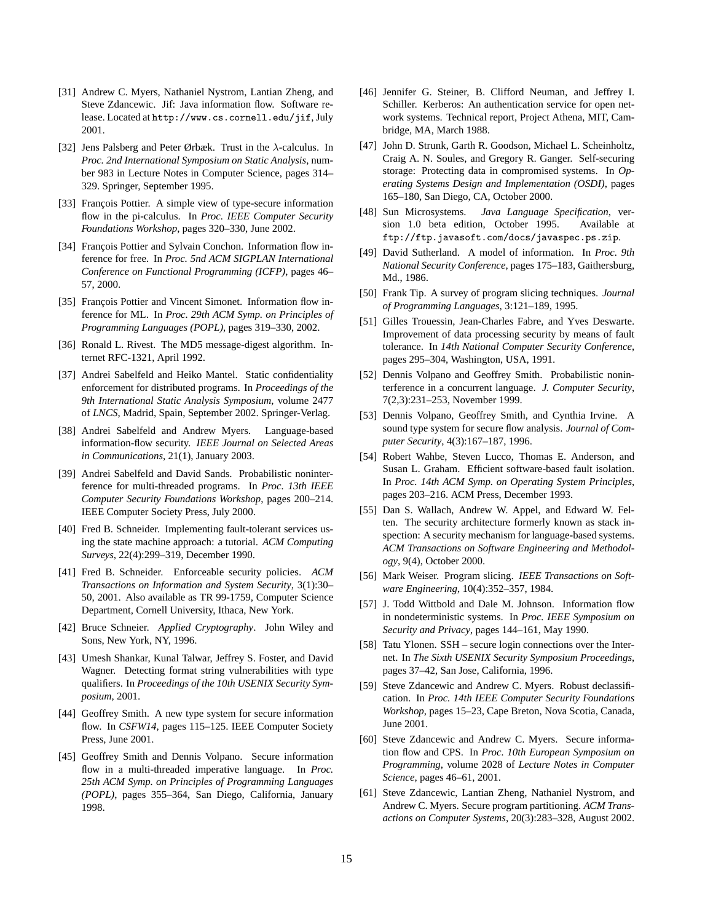[31] Andrew C. Myers, Nathaniel Nystrom, Lantian Zheng, and Steve Zdancewic. Jif: Java information flow. Software release. Located at http://www.cs.cornell.edu/jif, July 2001.

[32] Jens Palsberg and Peter Ørbæk. Trust in the $\lambda$-calculus. In *Proc. 2nd International Symposium on Static Analysis*, number 983 in Lecture Notes in Computer Science, pages 314–329. Springer, September 1995.

[33] François Pottier. A simple view of type-secure information flow in the pi-calculus. In *Proc. IEEE Computer Security Foundations Workshop*, pages 320–330, June 2002.

[34] François Pottier and Sylvain Conchon. Information flow inference for free. In *Proc. 5nd ACM SIGPLAN International Conference on Functional Programming (ICFP)*, pages 46–57, 2000.

[35] François Pottier and Vincent Simonet. Information flow inference for ML. In *Proc. 29th ACM Symp. on Principles of Programming Languages (POPL)*, pages 319–330, 2002.

[36] Ronald L. Rivest. The MD5 message-digest algorithm. Internet RFC-1321, April 1992.

[37] Andrei Sabelfeld and Heiko Mantel. Static confidentiality enforcement for distributed programs. In *Proceedings of the 9th International Static Analysis Symposium*, volume 2477 of *LNCS*, Madrid, Spain, September 2002. Springer-Verlag.

[38] Andrei Sabelfeld and Andrew Myers. Language-based information-flow security. *IEEE Journal on Selected Areas in Communications*, 21(1), January 2003.

[39] Andrei Sabelfeld and David Sands. Probabilistic noninterference for multi-threaded programs. In *Proc. 13th IEEE Computer Security Foundations Workshop*, pages 200–214. IEEE Computer Society Press, July 2000.

[40] Fred B. Schneider. Implementing fault-tolerant services using the state machine approach: a tutorial. *ACM Computing Surveys*, 22(4):299–319, December 1990.

[41] Fred B. Schneider. Enforceable security policies. *ACM Transactions on Information and System Security*, 3(1):30–50, 2001. Also available as TR 99-1759, Computer Science Department, Cornell University, Ithaca, New York.

[42] Bruce Schneier. *Applied Cryptography*. John Wiley and Sons, New York, NY, 1996.

[43] Umesh Shankar, Kunal Talwar, Jeffrey S. Foster, and David Wagner. Detecting format string vulnerabilities with type qualifiers. In *Proceedings of the 10th USENIX Security Symposium*, 2001.

[44] Geoffrey Smith. A new type system for secure information flow. In *CSFW14*, pages 115–125. IEEE Computer Society Press, June 2001.

[45] Geoffrey Smith and Dennis Volpano. Secure information flow in a multi-threaded imperative language. In *Proc. 25th ACM Symp. on Principles of Programming Languages (POPL)*, pages 355–364, San Diego, California, January 1998.

[46] Jennifer G. Steiner, B. Clifford Neuman, and Jeffrey I. Schiller. Kerberos: An authentication service for open network systems. Technical report, Project Athena, MIT, Cambridge, MA, March 1988.

[47] John D. Strunk, Garth R. Goodson, Michael L. Scheinholtz, Craig A. N. Soules, and Gregory R. Ganger. Self-securing storage: Protecting data in compromised systems. In *Operating Systems Design and Implementation (OSDI)*, pages 165–180, San Diego, CA, October 2000.

[48] Sun Microsystems. *Java Language Specification*, version 1.0 beta edition, October 1995. Available at ftp://ftp.javasoft.com/docs/javaspec.ps.zip.

[49] David Sutherland. A model of information. In *Proc. 9th National Security Conference*, pages 175–183, Gaithersburg, Md., 1986.

[50] Frank Tip. A survey of program slicing techniques. *Journal of Programming Languages*, 3:121–189, 1995.

[51] Gilles Trouessin, Jean-Charles Fabre, and Yves Deswarte. Improvement of data processing security by means of fault tolerance. In *14th National Computer Security Conference*, pages 295–304, Washington, USA, 1991.

[52] Dennis Volpano and Geoffrey Smith. Probabilistic noninterference in a concurrent language. *J. Computer Security*, 7(2,3):231–253, November 1999.

[53] Dennis Volpano, Geoffrey Smith, and Cynthia Irvine. A sound type system for secure flow analysis. *Journal of Computer Security*, 4(3):167–187, 1996.

[54] Robert Wahbe, Steven Lucco, Thomas E. Anderson, and Susan L. Graham. Efficient software-based fault isolation. In *Proc. 14th ACM Symp. on Operating System Principles*, pages 203–216. ACM Press, December 1993.

[55] Dan S. Wallach, Andrew W. Appel, and Edward W. Felten. The security architecture formerly known as stack inspection: A security mechanism for language-based systems. *ACM Transactions on Software Engineering and Methodology*, 9(4), October 2000.

[56] Mark Weiser. Program slicing. *IEEE Transactions on Software Engineering*, 10(4):352–357, 1984.

[57] J. Todd Wittbold and Dale M. Johnson. Information flow in nondeterministic systems. In *Proc. IEEE Symposium on Security and Privacy*, pages 144–161, May 1990.

[58] Tatu Ylonen. SSH – secure login connections over the Internet. In *The Sixth USENIX Security Symposium Proceedings*, pages 37–42, San Jose, California, 1996.

[59] Steve Zdancewic and Andrew C. Myers. Robust declassification. In *Proc. 14th IEEE Computer Security Foundations Workshop*, pages 15–23, Cape Breton, Nova Scotia, Canada, June 2001.

[60] Steve Zdancewic and Andrew C. Myers. Secure information flow and CPS. In *Proc. 10th European Symposium on Programming*, volume 2028 of *Lecture Notes in Computer Science*, pages 46–61, 2001.

[61] Steve Zdancewic, Lantian Zheng, Nathaniel Nystrom, and Andrew C. Myers. Secure program partitioning. *ACM Transactions on Computer Systems*, 20(3):283–328, August 2002.